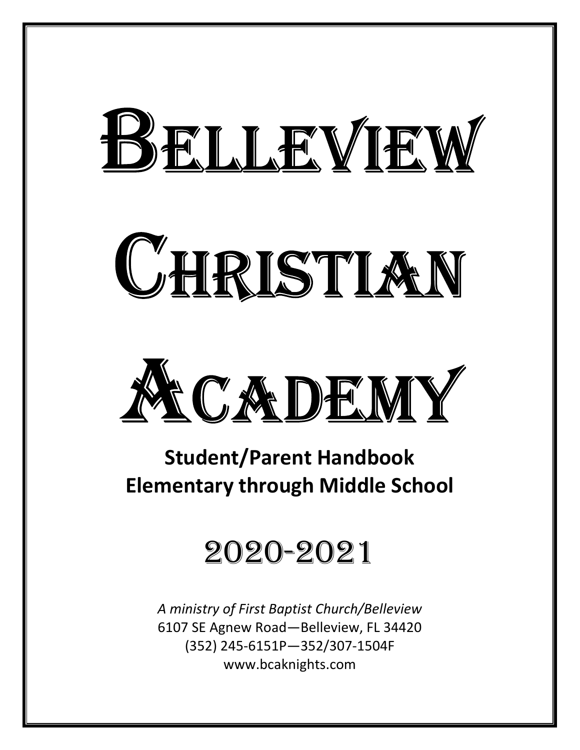# Belleview Christian Academy

## Student/Parent Handbook
## Elementary through Middle School

# 2020-2021

*A ministry of First Baptist Church/Belleview*
6107 SE Agnew Road—Belleview, FL 34420
(352) 245-6151P—352/307-1504F
www.bcaknights.com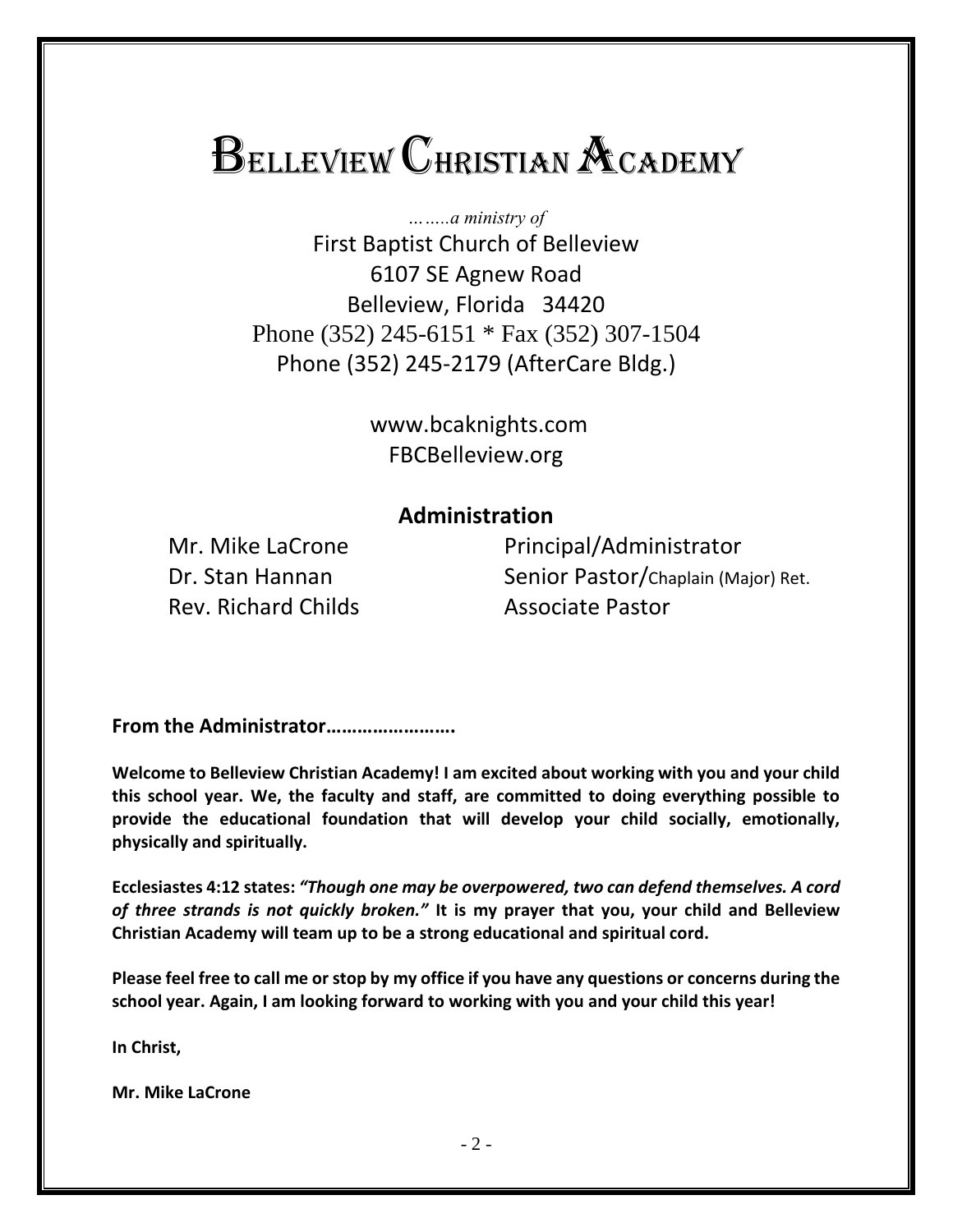# Belleview Christian Academy

*……..a ministry of*

First Baptist Church of Belleview
6107 SE Agnew Road
Belleview, Florida 34420
Phone (352) 245-6151 * Fax (352) 307-1504
Phone (352) 245-2179 (AfterCare Bldg.)

www.bcaknights.com
FBCBelleview.org

## Administration

| | |
|---|---|
| Mr. Mike LaCrone | Principal/Administrator |
| Dr. Stan Hannan | Senior Pastor/Chaplain (Major) Ret. |
| Rev. Richard Childs | Associate Pastor |

**From the Administrator…………………….**

**Welcome to Belleview Christian Academy! I am excited about working with you and your child this school year. We, the faculty and staff, are committed to doing everything possible to provide the educational foundation that will develop your child socially, emotionally, physically and spiritually.**

**Ecclesiastes 4:12 states: *"Though one may be overpowered, two can defend themselves. A cord of three strands is not quickly broken."* It is my prayer that you, your child and Belleview Christian Academy will team up to be a strong educational and spiritual cord.**

**Please feel free to call me or stop by my office if you have any questions or concerns during the school year. Again, I am looking forward to working with you and your child this year!**

**In Christ,**

**Mr. Mike LaCrone**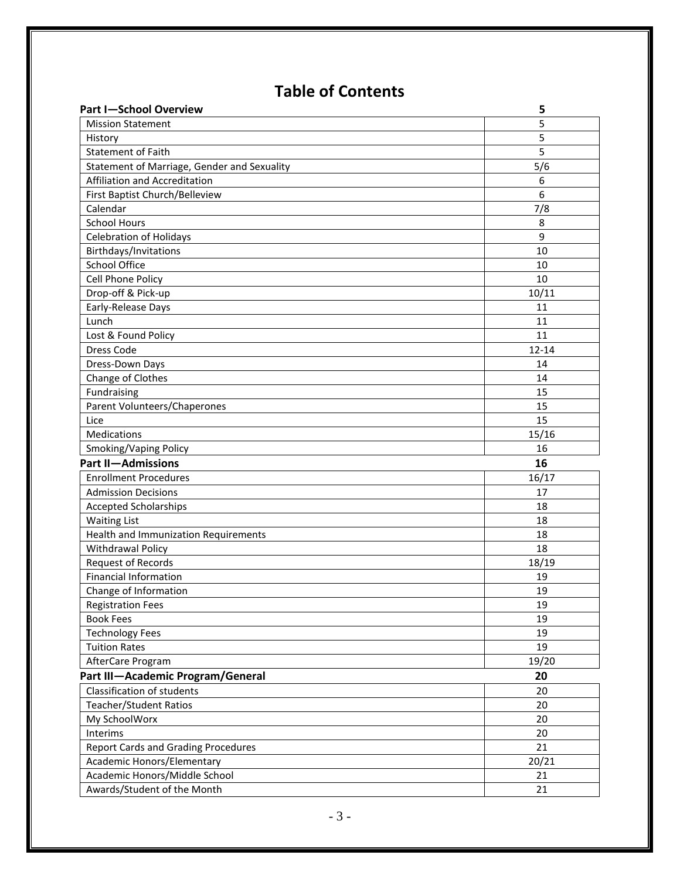# Table of Contents

| Part I—School Overview | 5 |
| --- | --- |
| Mission Statement | 5 |
| History | 5 |
| Statement of Faith | 5 |
| Statement of Marriage, Gender and Sexuality | 5/6 |
| Affiliation and Accreditation | 6 |
| First Baptist Church/Belleview | 6 |
| Calendar | 7/8 |
| School Hours | 8 |
| Celebration of Holidays | 9 |
| Birthdays/Invitations | 10 |
| School Office | 10 |
| Cell Phone Policy | 10 |
| Drop-off & Pick-up | 10/11 |
| Early-Release Days | 11 |
| Lunch | 11 |
| Lost & Found Policy | 11 |
| Dress Code | 12-14 |
| Dress-Down Days | 14 |
| Change of Clothes | 14 |
| Fundraising | 15 |
| Parent Volunteers/Chaperones | 15 |
| Lice | 15 |
| Medications | 15/16 |
| Smoking/Vaping Policy | 16 |
| **Part II—Admissions** | **16** |
| Enrollment Procedures | 16/17 |
| Admission Decisions | 17 |
| Accepted Scholarships | 18 |
| Waiting List | 18 |
| Health and Immunization Requirements | 18 |
| Withdrawal Policy | 18 |
| Request of Records | 18/19 |
| Financial Information | 19 |
| Change of Information | 19 |
| Registration Fees | 19 |
| Book Fees | 19 |
| Technology Fees | 19 |
| Tuition Rates | 19 |
| AfterCare Program | 19/20 |
| **Part III—Academic Program/General** | **20** |
| Classification of students | 20 |
| Teacher/Student Ratios | 20 |
| My SchoolWorx | 20 |
| Interims | 20 |
| Report Cards and Grading Procedures | 21 |
| Academic Honors/Elementary | 20/21 |
| Academic Honors/Middle School | 21 |
| Awards/Student of the Month | 21 |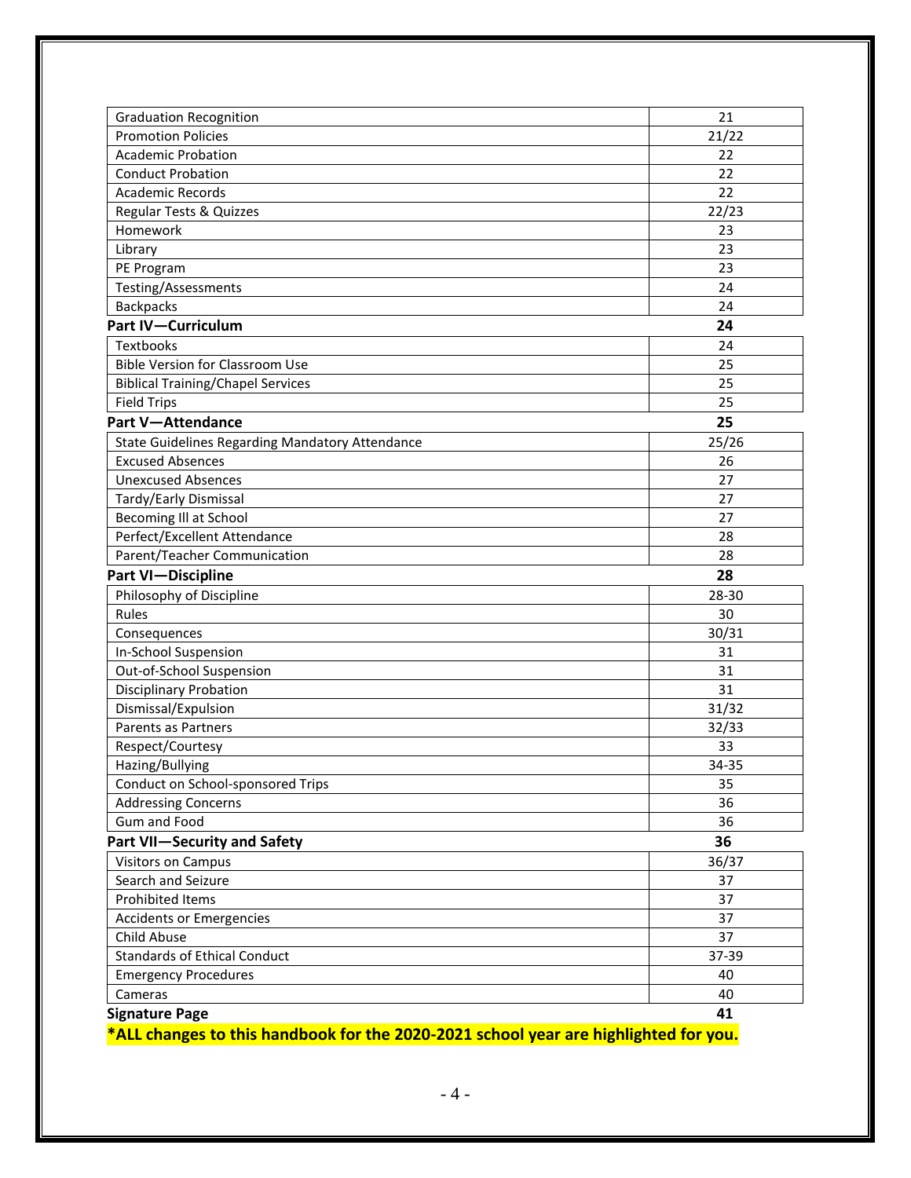| | |
|---|---|
| Graduation Recognition | 21 |
| Promotion Policies | 21/22 |
| Academic Probation | 22 |
| Conduct Probation | 22 |
| Academic Records | 22 |
| Regular Tests & Quizzes | 22/23 |
| Homework | 23 |
| Library | 23 |
| PE Program | 23 |
| Testing/Assessments | 24 |
| Backpacks | 24 |
| **Part IV—Curriculum** | **24** |
| Textbooks | 24 |
| Bible Version for Classroom Use | 25 |
| Biblical Training/Chapel Services | 25 |
| Field Trips | 25 |
| **Part V—Attendance** | **25** |
| State Guidelines Regarding Mandatory Attendance | 25/26 |
| Excused Absences | 26 |
| Unexcused Absences | 27 |
| Tardy/Early Dismissal | 27 |
| Becoming Ill at School | 27 |
| Perfect/Excellent Attendance | 28 |
| Parent/Teacher Communication | 28 |
| **Part VI—Discipline** | **28** |
| Philosophy of Discipline | 28-30 |
| Rules | 30 |
| Consequences | 30/31 |
| In-School Suspension | 31 |
| Out-of-School Suspension | 31 |
| Disciplinary Probation | 31 |
| Dismissal/Expulsion | 31/32 |
| Parents as Partners | 32/33 |
| Respect/Courtesy | 33 |
| Hazing/Bullying | 34-35 |
| Conduct on School-sponsored Trips | 35 |
| Addressing Concerns | 36 |
| Gum and Food | 36 |
| **Part VII—Security and Safety** | **36** |
| Visitors on Campus | 36/37 |
| Search and Seizure | 37 |
| Prohibited Items | 37 |
| Accidents or Emergencies | 37 |
| Child Abuse | 37 |
| Standards of Ethical Conduct | 37-39 |
| Emergency Procedures | 40 |
| Cameras | 40 |
| **Signature Page** | **41** |

**\*ALL changes to this handbook for the 2020-2021 school year are highlighted for you.**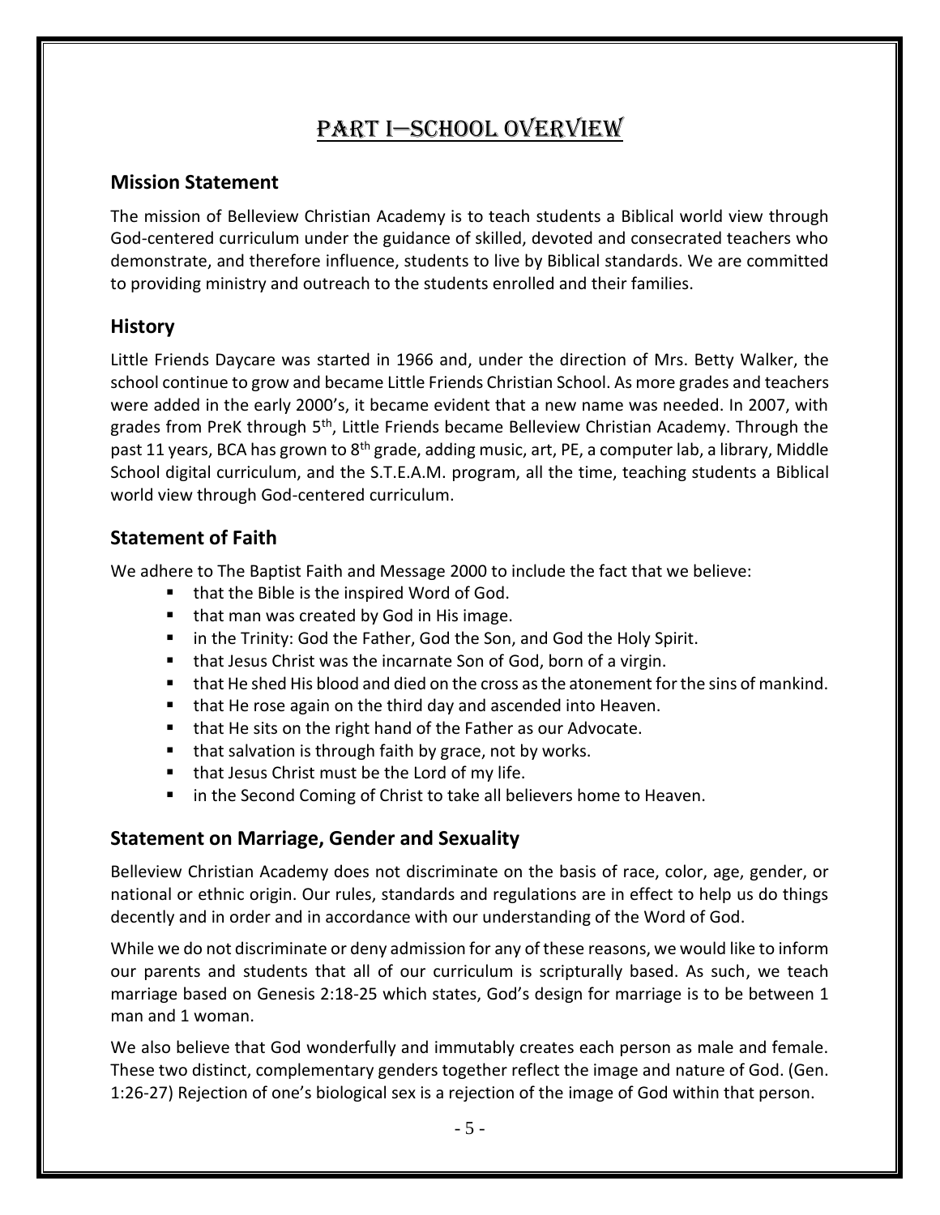# Part I—School Overview

## Mission Statement

The mission of Belleview Christian Academy is to teach students a Biblical world view through God-centered curriculum under the guidance of skilled, devoted and consecrated teachers who demonstrate, and therefore influence, students to live by Biblical standards. We are committed to providing ministry and outreach to the students enrolled and their families.

## History

Little Friends Daycare was started in 1966 and, under the direction of Mrs. Betty Walker, the school continue to grow and became Little Friends Christian School. As more grades and teachers were added in the early 2000's, it became evident that a new name was needed. In 2007, with grades from PreK through 5th, Little Friends became Belleview Christian Academy. Through the past 11 years, BCA has grown to 8th grade, adding music, art, PE, a computer lab, a library, Middle School digital curriculum, and the S.T.E.A.M. program, all the time, teaching students a Biblical world view through God-centered curriculum.

## Statement of Faith

We adhere to The Baptist Faith and Message 2000 to include the fact that we believe:

- that the Bible is the inspired Word of God.
- that man was created by God in His image.
- in the Trinity: God the Father, God the Son, and God the Holy Spirit.
- that Jesus Christ was the incarnate Son of God, born of a virgin.
- that He shed His blood and died on the cross as the atonement for the sins of mankind.
- that He rose again on the third day and ascended into Heaven.
- that He sits on the right hand of the Father as our Advocate.
- that salvation is through faith by grace, not by works.
- that Jesus Christ must be the Lord of my life.
- in the Second Coming of Christ to take all believers home to Heaven.

## Statement on Marriage, Gender and Sexuality

Belleview Christian Academy does not discriminate on the basis of race, color, age, gender, or national or ethnic origin. Our rules, standards and regulations are in effect to help us do things decently and in order and in accordance with our understanding of the Word of God.

While we do not discriminate or deny admission for any of these reasons, we would like to inform our parents and students that all of our curriculum is scripturally based. As such, we teach marriage based on Genesis 2:18-25 which states, God's design for marriage is to be between 1 man and 1 woman.

We also believe that God wonderfully and immutably creates each person as male and female. These two distinct, complementary genders together reflect the image and nature of God. (Gen. 1:26-27) Rejection of one's biological sex is a rejection of the image of God within that person.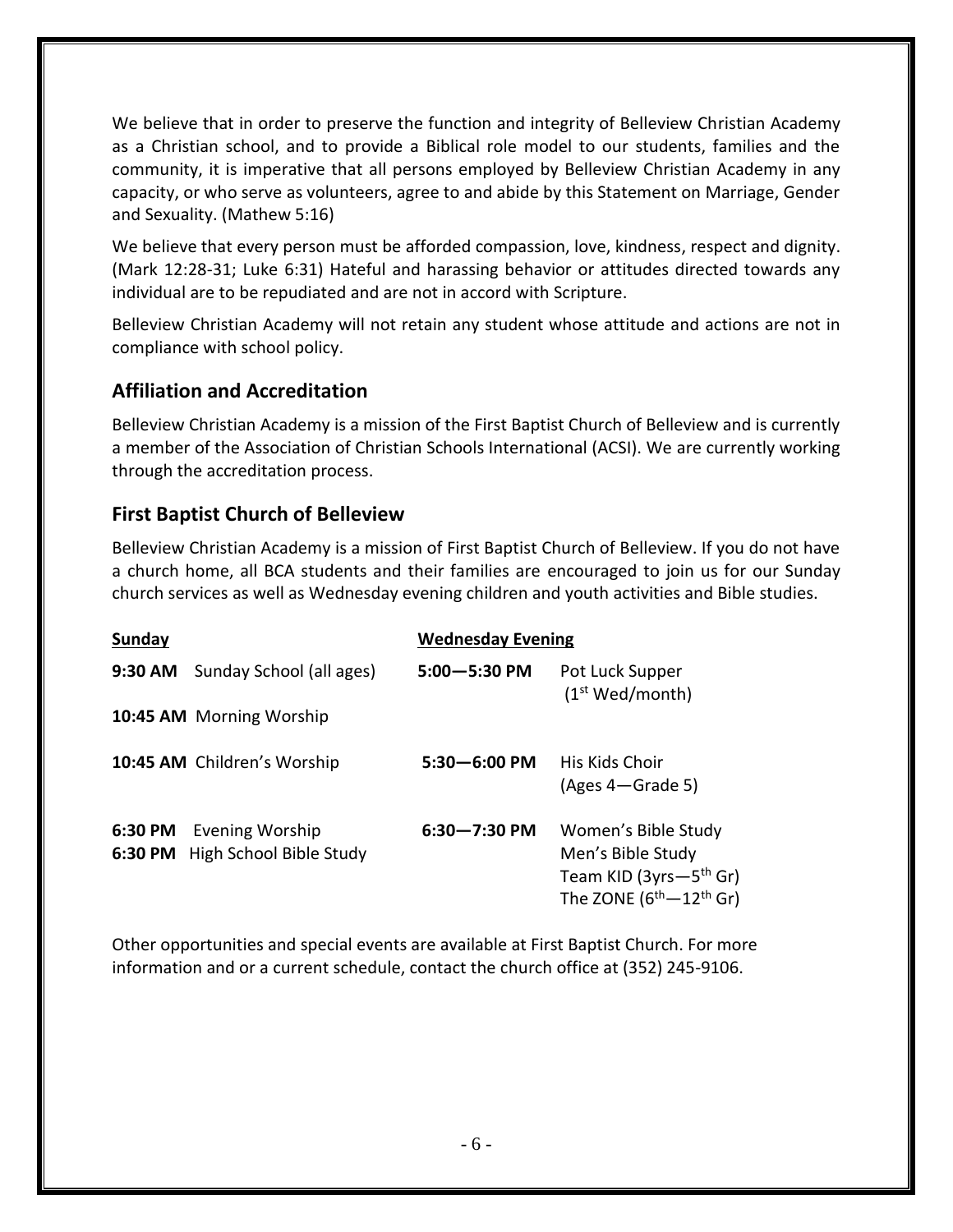We believe that in order to preserve the function and integrity of Belleview Christian Academy as a Christian school, and to provide a Biblical role model to our students, families and the community, it is imperative that all persons employed by Belleview Christian Academy in any capacity, or who serve as volunteers, agree to and abide by this Statement on Marriage, Gender and Sexuality. (Mathew 5:16)

We believe that every person must be afforded compassion, love, kindness, respect and dignity. (Mark 12:28-31; Luke 6:31) Hateful and harassing behavior or attitudes directed towards any individual are to be repudiated and are not in accord with Scripture.

Belleview Christian Academy will not retain any student whose attitude and actions are not in compliance with school policy.

## Affiliation and Accreditation

Belleview Christian Academy is a mission of the First Baptist Church of Belleview and is currently a member of the Association of Christian Schools International (ACSI). We are currently working through the accreditation process.

## First Baptist Church of Belleview

Belleview Christian Academy is a mission of First Baptist Church of Belleview. If you do not have a church home, all BCA students and their families are encouraged to join us for our Sunday church services as well as Wednesday evening children and youth activities and Bible studies.

**Sunday**

- **9:30 AM** Sunday School (all ages)
- **10:45 AM** Morning Worship
- **10:45 AM** Children's Worship
- **6:30 PM** Evening Worship
- **6:30 PM** High School Bible Study

**Wednesday Evening**

- **5:00—5:30 PM** Pot Luck Supper (1st Wed/month)
- **5:30—6:00 PM** His Kids Choir (Ages 4—Grade 5)
- **6:30—7:30 PM** Women's Bible Study, Men's Bible Study, Team KID (3yrs—5th Gr), The ZONE (6th—12th Gr)

Other opportunities and special events are available at First Baptist Church. For more information and or a current schedule, contact the church office at (352) 245-9106.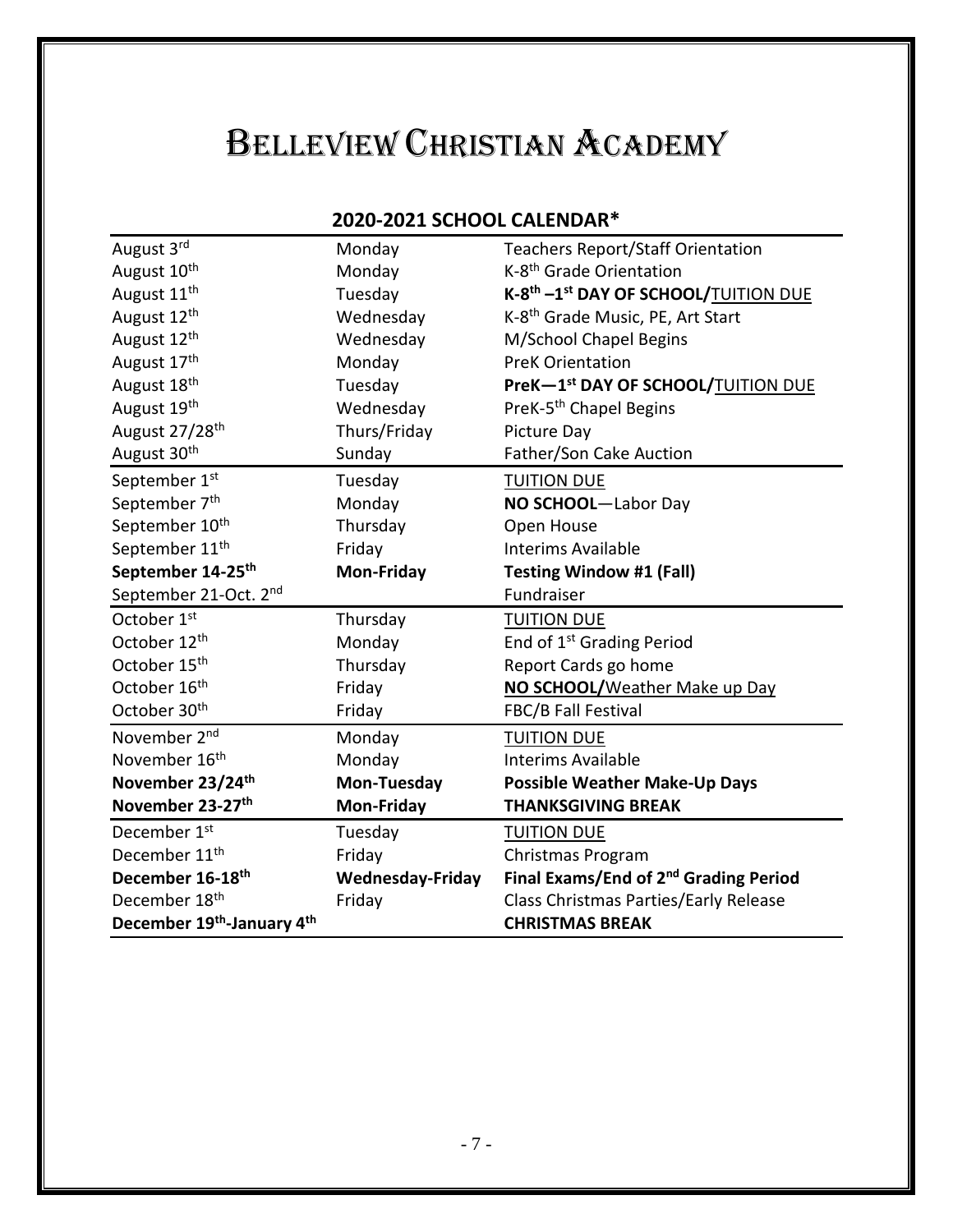# Belleview Christian Academy

## 2020-2021 SCHOOL CALENDAR*

| | | |
|---|---|---|
| August 3rd | Monday | Teachers Report/Staff Orientation |
| August 10th | Monday | K-8th Grade Orientation |
| August 11th | Tuesday | **K-8th –1st DAY OF SCHOOL/**TUITION DUE |
| August 12th | Wednesday | K-8th Grade Music, PE, Art Start |
| August 12th | Wednesday | M/School Chapel Begins |
| August 17th | Monday | PreK Orientation |
| August 18th | Tuesday | **PreK—1st DAY OF SCHOOL/**TUITION DUE |
| August 19th | Wednesday | PreK-5th Chapel Begins |
| August 27/28th | Thurs/Friday | Picture Day |
| August 30th | Sunday | Father/Son Cake Auction |
| September 1st | Tuesday | TUITION DUE |
| September 7th | Monday | **NO SCHOOL**—Labor Day |
| September 10th | Thursday | Open House |
| September 11th | Friday | Interims Available |
| **September 14-25th** | **Mon-Friday** | **Testing Window #1 (Fall)** |
| September 21-Oct. 2nd | | Fundraiser |
| October 1st | Thursday | TUITION DUE |
| October 12th | Monday | End of 1st Grading Period |
| October 15th | Thursday | Report Cards go home |
| October 16th | Friday | **NO SCHOOL/**Weather Make up Day |
| October 30th | Friday | FBC/B Fall Festival |
| November 2nd | Monday | TUITION DUE |
| November 16th | Monday | Interims Available |
| **November 23/24th** | **Mon-Tuesday** | **Possible Weather Make-Up Days** |
| **November 23-27th** | **Mon-Friday** | **THANKSGIVING BREAK** |
| December 1st | Tuesday | TUITION DUE |
| December 11th | Friday | Christmas Program |
| **December 16-18th** | **Wednesday-Friday** | **Final Exams/End of 2nd Grading Period** |
| December 18th | Friday | Class Christmas Parties/Early Release |
| **December 19th-January 4th** | | **CHRISTMAS BREAK** |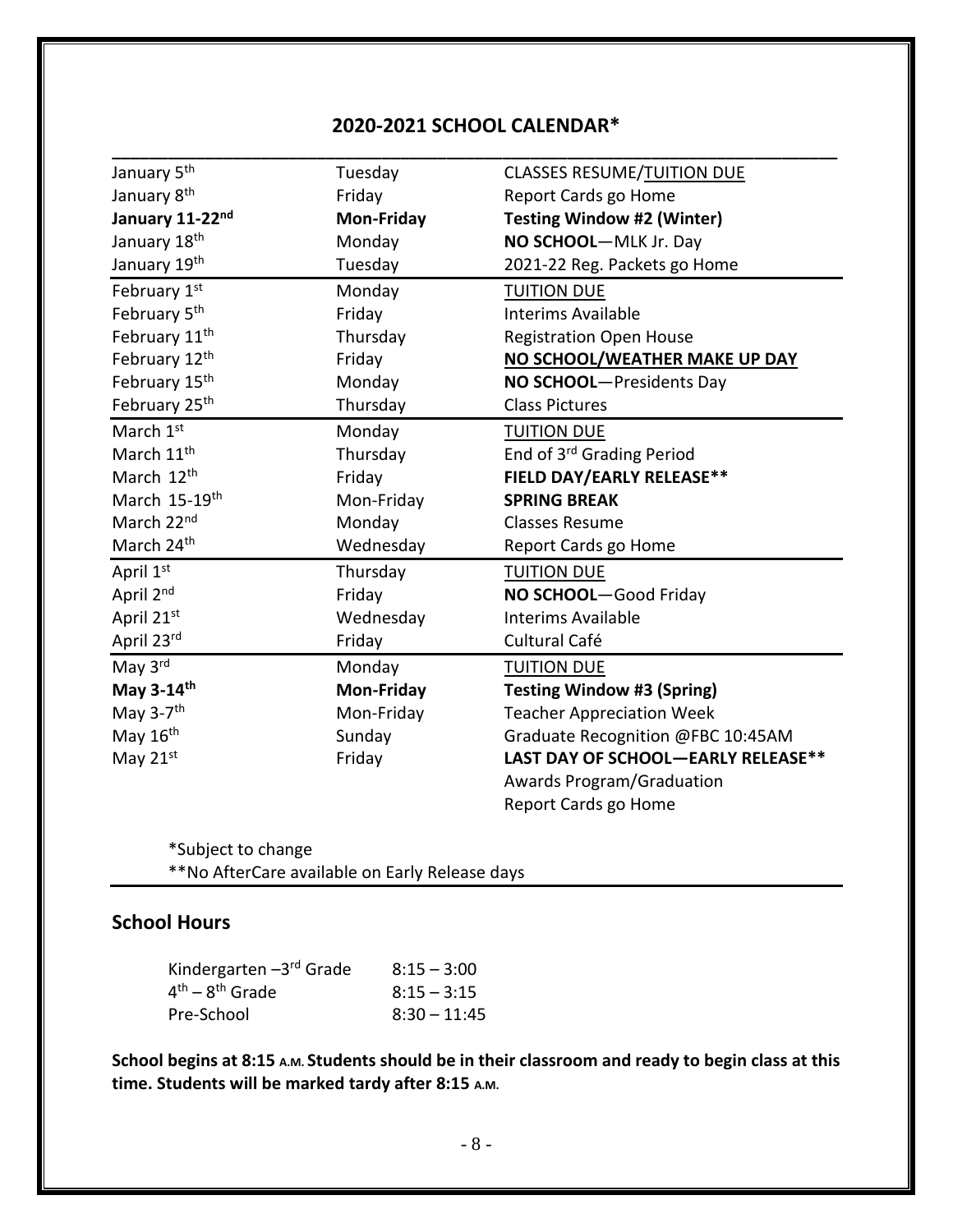## 2020-2021 SCHOOL CALENDAR*

| | | |
|---|---|---|
| January 5th | Tuesday | CLASSES RESUME/TUITION DUE |
| January 8th | Friday | Report Cards go Home |
| **January 11-22nd** | **Mon-Friday** | **Testing Window #2 (Winter)** |
| January 18th | Monday | **NO SCHOOL**—MLK Jr. Day |
| January 19th | Tuesday | 2021-22 Reg. Packets go Home |
| February 1st | Monday | TUITION DUE |
| February 5th | Friday | Interims Available |
| February 11th | Thursday | Registration Open House |
| February 12th | Friday | **NO SCHOOL/WEATHER MAKE UP DAY** |
| February 15th | Monday | **NO SCHOOL**—Presidents Day |
| February 25th | Thursday | Class Pictures |
| March 1st | Monday | TUITION DUE |
| March 11th | Thursday | End of 3rd Grading Period |
| March 12th | Friday | **FIELD DAY/EARLY RELEASE**** |
| March 15-19th | Mon-Friday | **SPRING BREAK** |
| March 22nd | Monday | Classes Resume |
| March 24th | Wednesday | Report Cards go Home |
| April 1st | Thursday | TUITION DUE |
| April 2nd | Friday | **NO SCHOOL**—Good Friday |
| April 21st | Wednesday | Interims Available |
| April 23rd | Friday | Cultural Café |
| May 3rd | Monday | TUITION DUE |
| **May 3-14th** | **Mon-Friday** | **Testing Window #3 (Spring)** |
| May 3-7th | Mon-Friday | Teacher Appreciation Week |
| May 16th | Sunday | Graduate Recognition @FBC 10:45AM |
| May 21st | Friday | **LAST DAY OF SCHOOL—EARLY RELEASE**** |
| | | Awards Program/Graduation |
| | | Report Cards go Home |

*Subject to change
**No AfterCare available on Early Release days

## School Hours

| | |
|---|---|
| Kindergarten –3rd Grade | 8:15 – 3:00 |
| 4th – 8th Grade | 8:15 – 3:15 |
| Pre-School | 8:30 – 11:45 |

**School begins at 8:15 A.M. Students should be in their classroom and ready to begin class at this time. Students will be marked tardy after 8:15 A.M.**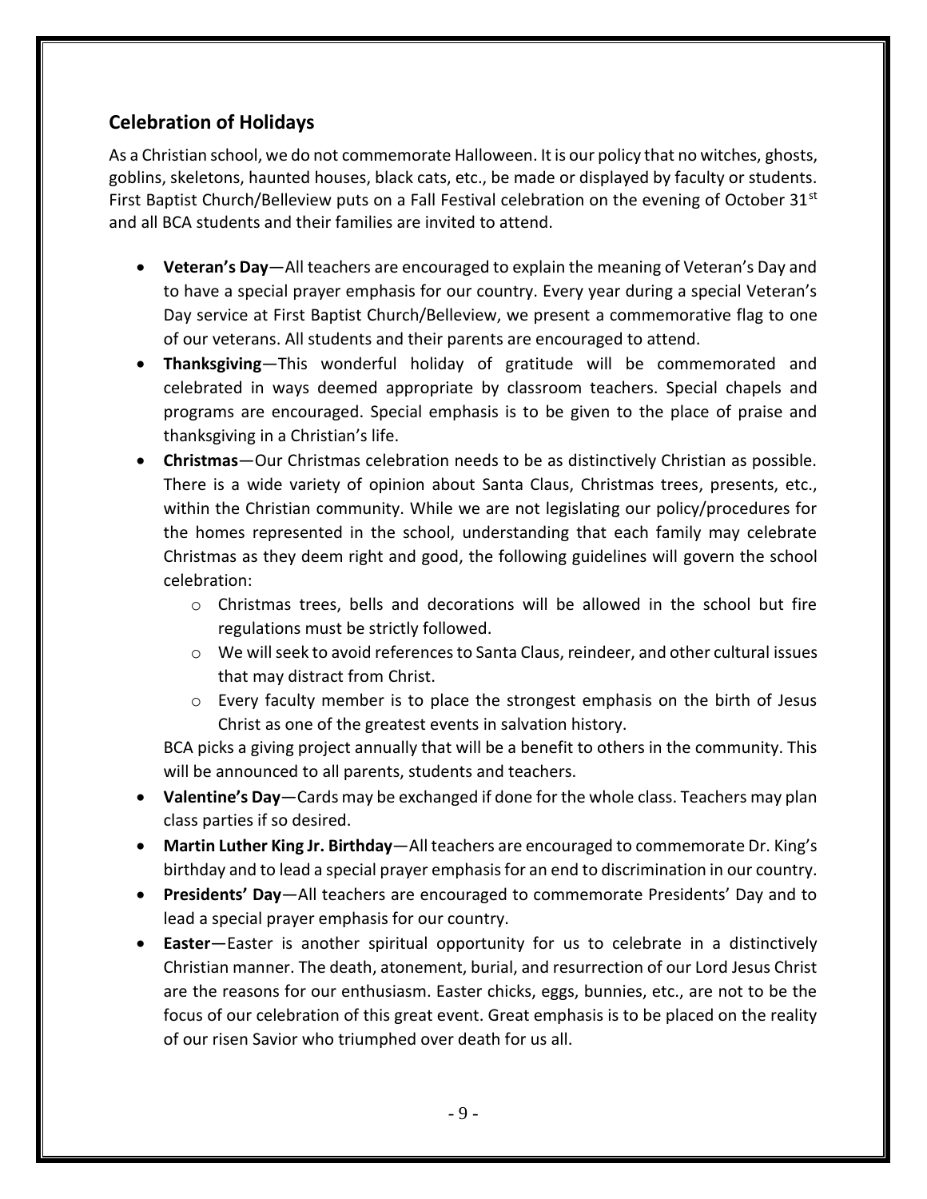## Celebration of Holidays

As a Christian school, we do not commemorate Halloween. It is our policy that no witches, ghosts, goblins, skeletons, haunted houses, black cats, etc., be made or displayed by faculty or students. First Baptist Church/Belleview puts on a Fall Festival celebration on the evening of October 31st and all BCA students and their families are invited to attend.

- **Veteran's Day**—All teachers are encouraged to explain the meaning of Veteran's Day and to have a special prayer emphasis for our country. Every year during a special Veteran's Day service at First Baptist Church/Belleview, we present a commemorative flag to one of our veterans. All students and their parents are encouraged to attend.
- **Thanksgiving**—This wonderful holiday of gratitude will be commemorated and celebrated in ways deemed appropriate by classroom teachers. Special chapels and programs are encouraged. Special emphasis is to be given to the place of praise and thanksgiving in a Christian's life.
- **Christmas**—Our Christmas celebration needs to be as distinctively Christian as possible. There is a wide variety of opinion about Santa Claus, Christmas trees, presents, etc., within the Christian community. While we are not legislating our policy/procedures for the homes represented in the school, understanding that each family may celebrate Christmas as they deem right and good, the following guidelines will govern the school celebration:
  - Christmas trees, bells and decorations will be allowed in the school but fire regulations must be strictly followed.
  - We will seek to avoid references to Santa Claus, reindeer, and other cultural issues that may distract from Christ.
  - Every faculty member is to place the strongest emphasis on the birth of Jesus Christ as one of the greatest events in salvation history.

  BCA picks a giving project annually that will be a benefit to others in the community. This will be announced to all parents, students and teachers.
- **Valentine's Day**—Cards may be exchanged if done for the whole class. Teachers may plan class parties if so desired.
- **Martin Luther King Jr. Birthday**—All teachers are encouraged to commemorate Dr. King's birthday and to lead a special prayer emphasis for an end to discrimination in our country.
- **Presidents' Day**—All teachers are encouraged to commemorate Presidents' Day and to lead a special prayer emphasis for our country.
- **Easter**—Easter is another spiritual opportunity for us to celebrate in a distinctively Christian manner. The death, atonement, burial, and resurrection of our Lord Jesus Christ are the reasons for our enthusiasm. Easter chicks, eggs, bunnies, etc., are not to be the focus of our celebration of this great event. Great emphasis is to be placed on the reality of our risen Savior who triumphed over death for us all.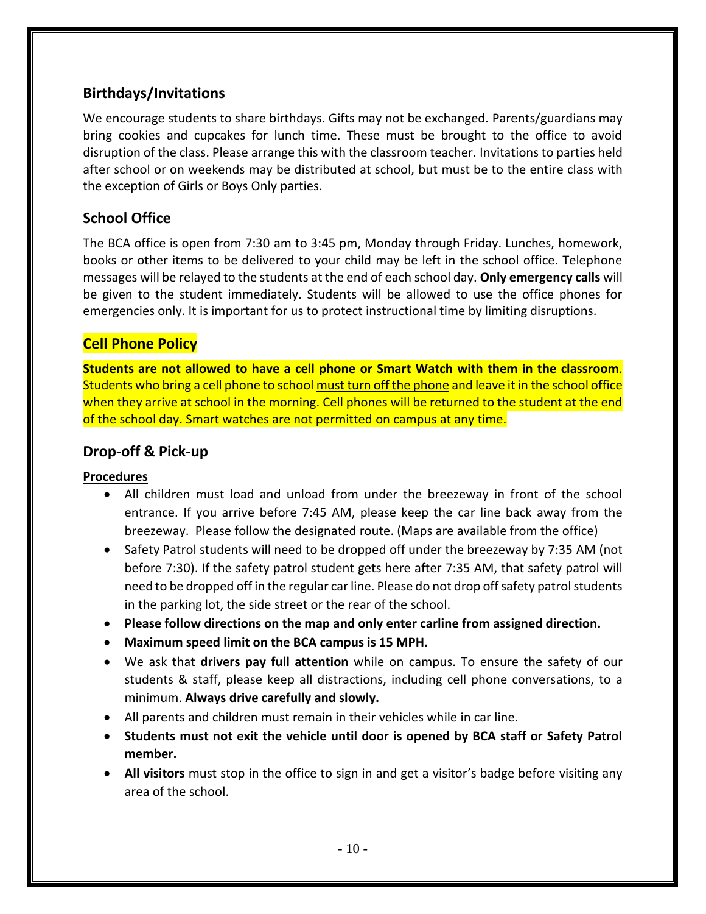## Birthdays/Invitations

We encourage students to share birthdays. Gifts may not be exchanged. Parents/guardians may bring cookies and cupcakes for lunch time. These must be brought to the office to avoid disruption of the class. Please arrange this with the classroom teacher. Invitations to parties held after school or on weekends may be distributed at school, but must be to the entire class with the exception of Girls or Boys Only parties.

## School Office

The BCA office is open from 7:30 am to 3:45 pm, Monday through Friday. Lunches, homework, books or other items to be delivered to your child may be left in the school office. Telephone messages will be relayed to the students at the end of each school day. **Only emergency calls** will be given to the student immediately. Students will be allowed to use the office phones for emergencies only. It is important for us to protect instructional time by limiting disruptions.

## Cell Phone Policy

**Students are not allowed to have a cell phone or Smart Watch with them in the classroom**. Students who bring a cell phone to school must turn off the phone and leave it in the school office when they arrive at school in the morning. Cell phones will be returned to the student at the end of the school day. Smart watches are not permitted on campus at any time.

## Drop-off & Pick-up

**Procedures**

- All children must load and unload from under the breezeway in front of the school entrance. If you arrive before 7:45 AM, please keep the car line back away from the breezeway. Please follow the designated route. (Maps are available from the office)
- Safety Patrol students will need to be dropped off under the breezeway by 7:35 AM (not before 7:30). If the safety patrol student gets here after 7:35 AM, that safety patrol will need to be dropped off in the regular car line. Please do not drop off safety patrol students in the parking lot, the side street or the rear of the school.
- **Please follow directions on the map and only enter carline from assigned direction.**
- **Maximum speed limit on the BCA campus is 15 MPH.**
- We ask that **drivers pay full attention** while on campus. To ensure the safety of our students & staff, please keep all distractions, including cell phone conversations, to a minimum. **Always drive carefully and slowly.**
- All parents and children must remain in their vehicles while in car line.
- **Students must not exit the vehicle until door is opened by BCA staff or Safety Patrol member.**
- **All visitors** must stop in the office to sign in and get a visitor's badge before visiting any area of the school.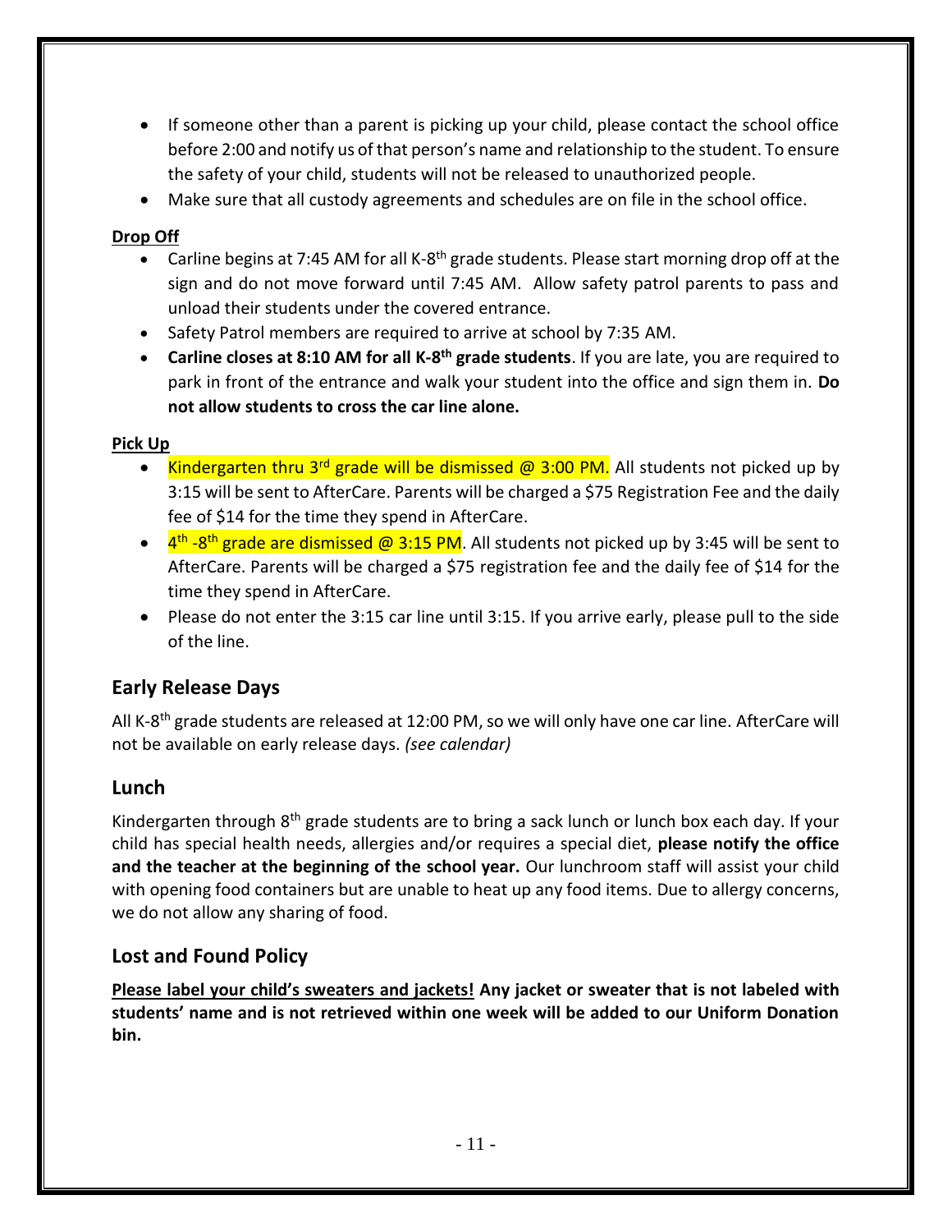- If someone other than a parent is picking up your child, please contact the school office before 2:00 and notify us of that person's name and relationship to the student. To ensure the safety of your child, students will not be released to unauthorized people.
- Make sure that all custody agreements and schedules are on file in the school office.

**Drop Off**

- Carline begins at 7:45 AM for all K-8th grade students. Please start morning drop off at the sign and do not move forward until 7:45 AM. Allow safety patrol parents to pass and unload their students under the covered entrance.
- Safety Patrol members are required to arrive at school by 7:35 AM.
- **Carline closes at 8:10 AM for all K-8th grade students**. If you are late, you are required to park in front of the entrance and walk your student into the office and sign them in. **Do not allow students to cross the car line alone.**

**Pick Up**

- Kindergarten thru 3rd grade will be dismissed @ 3:00 PM. All students not picked up by 3:15 will be sent to AfterCare. Parents will be charged a $75 Registration Fee and the daily fee of $14 for the time they spend in AfterCare.
- 4th -8th grade are dismissed @ 3:15 PM. All students not picked up by 3:45 will be sent to AfterCare. Parents will be charged a $75 registration fee and the daily fee of $14 for the time they spend in AfterCare.
- Please do not enter the 3:15 car line until 3:15. If you arrive early, please pull to the side of the line.

## Early Release Days

All K-8th grade students are released at 12:00 PM, so we will only have one car line. AfterCare will not be available on early release days. *(see calendar)*

## Lunch

Kindergarten through 8th grade students are to bring a sack lunch or lunch box each day. If your child has special health needs, allergies and/or requires a special diet, **please notify the office and the teacher at the beginning of the school year.** Our lunchroom staff will assist your child with opening food containers but are unable to heat up any food items. Due to allergy concerns, we do not allow any sharing of food.

## Lost and Found Policy

**Please label your child's sweaters and jackets! Any jacket or sweater that is not labeled with students' name and is not retrieved within one week will be added to our Uniform Donation bin.**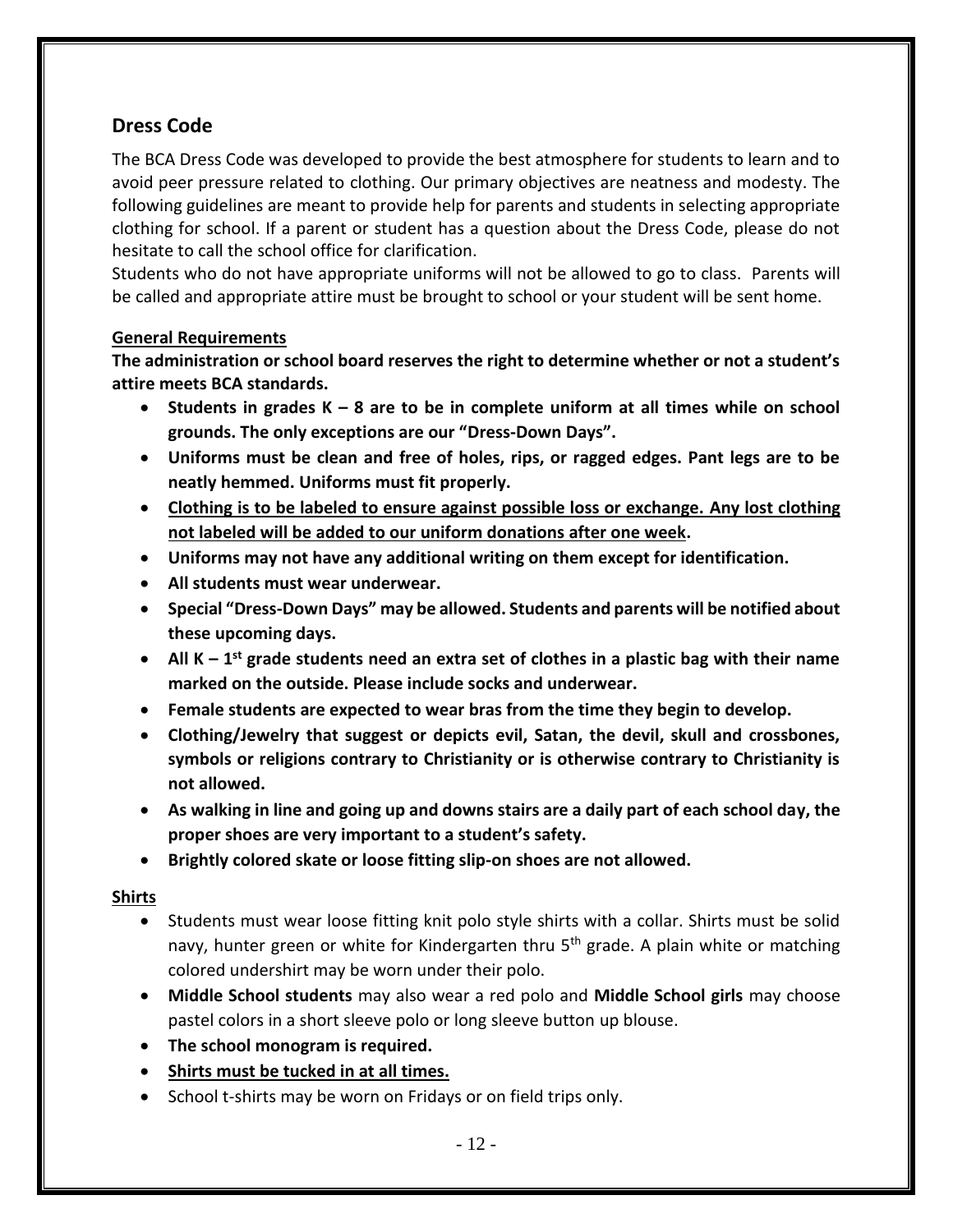## Dress Code

The BCA Dress Code was developed to provide the best atmosphere for students to learn and to avoid peer pressure related to clothing. Our primary objectives are neatness and modesty. The following guidelines are meant to provide help for parents and students in selecting appropriate clothing for school. If a parent or student has a question about the Dress Code, please do not hesitate to call the school office for clarification.

Students who do not have appropriate uniforms will not be allowed to go to class. Parents will be called and appropriate attire must be brought to school or your student will be sent home.

### General Requirements

**The administration or school board reserves the right to determine whether or not a student's attire meets BCA standards.**

- **Students in grades K – 8 are to be in complete uniform at all times while on school grounds. The only exceptions are our "Dress-Down Days".**
- **Uniforms must be clean and free of holes, rips, or ragged edges. Pant legs are to be neatly hemmed. Uniforms must fit properly.**
- **<u>Clothing is to be labeled to ensure against possible loss or exchange. Any lost clothing not labeled will be added to our uniform donations after one week</u>.**
- **Uniforms may not have any additional writing on them except for identification.**
- **All students must wear underwear.**
- **Special "Dress-Down Days" may be allowed. Students and parents will be notified about these upcoming days.**
- **All K – 1st grade students need an extra set of clothes in a plastic bag with their name marked on the outside. Please include socks and underwear.**
- **Female students are expected to wear bras from the time they begin to develop.**
- **Clothing/Jewelry that suggest or depicts evil, Satan, the devil, skull and crossbones, symbols or religions contrary to Christianity or is otherwise contrary to Christianity is not allowed.**
- **As walking in line and going up and downs stairs are a daily part of each school day, the proper shoes are very important to a student's safety.**
- **Brightly colored skate or loose fitting slip-on shoes are not allowed.**

### Shirts

- Students must wear loose fitting knit polo style shirts with a collar. Shirts must be solid navy, hunter green or white for Kindergarten thru 5th grade. A plain white or matching colored undershirt may be worn under their polo.
- **Middle School students** may also wear a red polo and **Middle School girls** may choose pastel colors in a short sleeve polo or long sleeve button up blouse.
- **The school monogram is required.**
- **<u>Shirts must be tucked in at all times.</u>**
- School t-shirts may be worn on Fridays or on field trips only.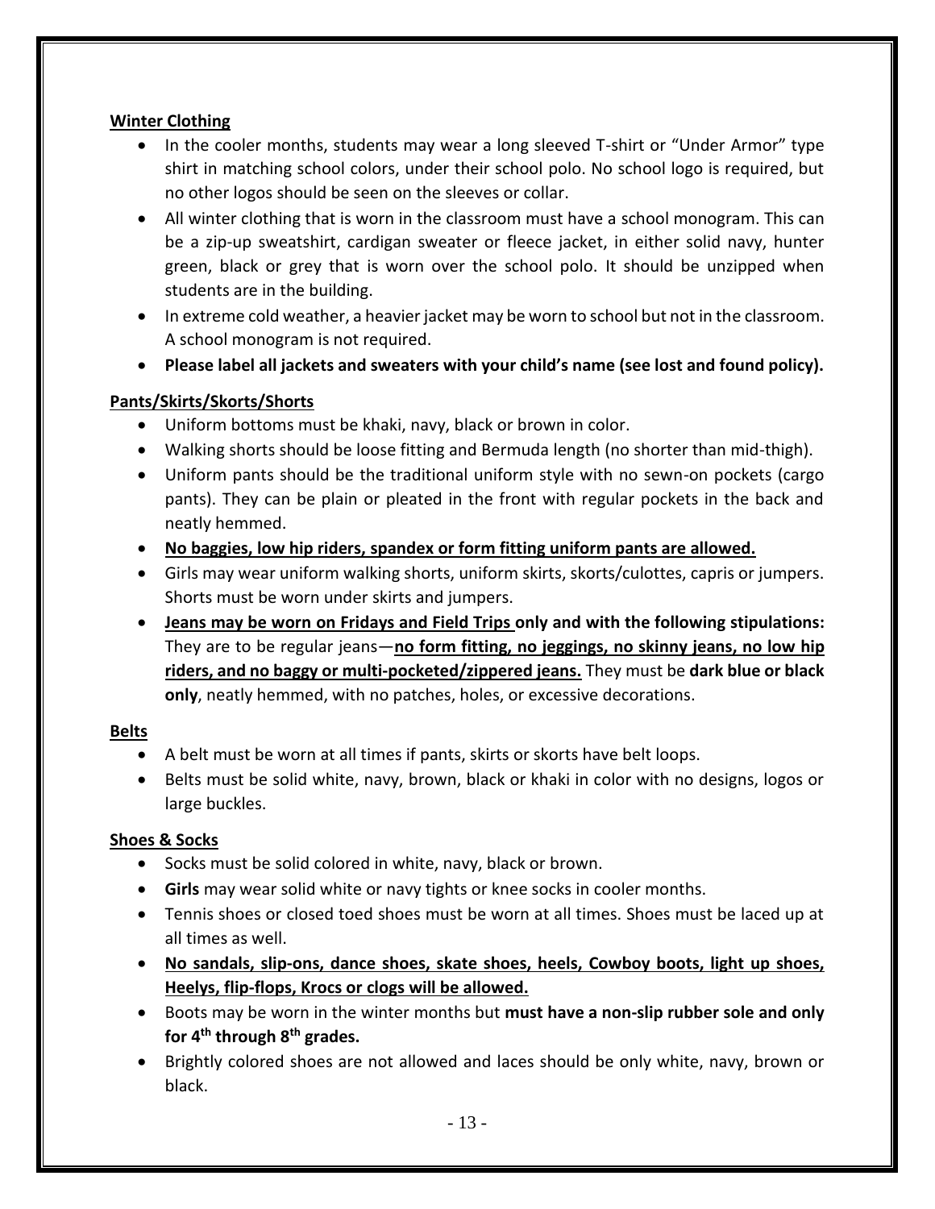**<u>Winter Clothing</u>**

- In the cooler months, students may wear a long sleeved T-shirt or "Under Armor" type shirt in matching school colors, under their school polo. No school logo is required, but no other logos should be seen on the sleeves or collar.
- All winter clothing that is worn in the classroom must have a school monogram. This can be a zip-up sweatshirt, cardigan sweater or fleece jacket, in either solid navy, hunter green, black or grey that is worn over the school polo. It should be unzipped when students are in the building.
- In extreme cold weather, a heavier jacket may be worn to school but not in the classroom. A school monogram is not required.
- **Please label all jackets and sweaters with your child's name (see lost and found policy).**

**<u>Pants/Skirts/Skorts/Shorts</u>**

- Uniform bottoms must be khaki, navy, black or brown in color.
- Walking shorts should be loose fitting and Bermuda length (no shorter than mid-thigh).
- Uniform pants should be the traditional uniform style with no sewn-on pockets (cargo pants). They can be plain or pleated in the front with regular pockets in the back and neatly hemmed.
- **<u>No baggies, low hip riders, spandex or form fitting uniform pants are allowed.</u>**
- Girls may wear uniform walking shorts, uniform skirts, skorts/culottes, capris or jumpers. Shorts must be worn under skirts and jumpers.
- **<u>Jeans may be worn on Fridays and Field Trips</u> only and with the following stipulations:** They are to be regular jeans—**<u>no form fitting, no jeggings, no skinny jeans, no low hip riders, and no baggy or multi-pocketed/zippered jeans.</u>** They must be **dark blue or black only**, neatly hemmed, with no patches, holes, or excessive decorations.

**<u>Belts</u>**

- A belt must be worn at all times if pants, skirts or skorts have belt loops.
- Belts must be solid white, navy, brown, black or khaki in color with no designs, logos or large buckles.

**<u>Shoes & Socks</u>**

- Socks must be solid colored in white, navy, black or brown.
- **Girls** may wear solid white or navy tights or knee socks in cooler months.
- Tennis shoes or closed toed shoes must be worn at all times. Shoes must be laced up at all times as well.
- **<u>No sandals, slip-ons, dance shoes, skate shoes, heels, Cowboy boots, light up shoes, Heelys, flip-flops, Krocs or clogs will be allowed.</u>**
- Boots may be worn in the winter months but **must have a non-slip rubber sole and only for 4th through 8th grades.**
- Brightly colored shoes are not allowed and laces should be only white, navy, brown or black.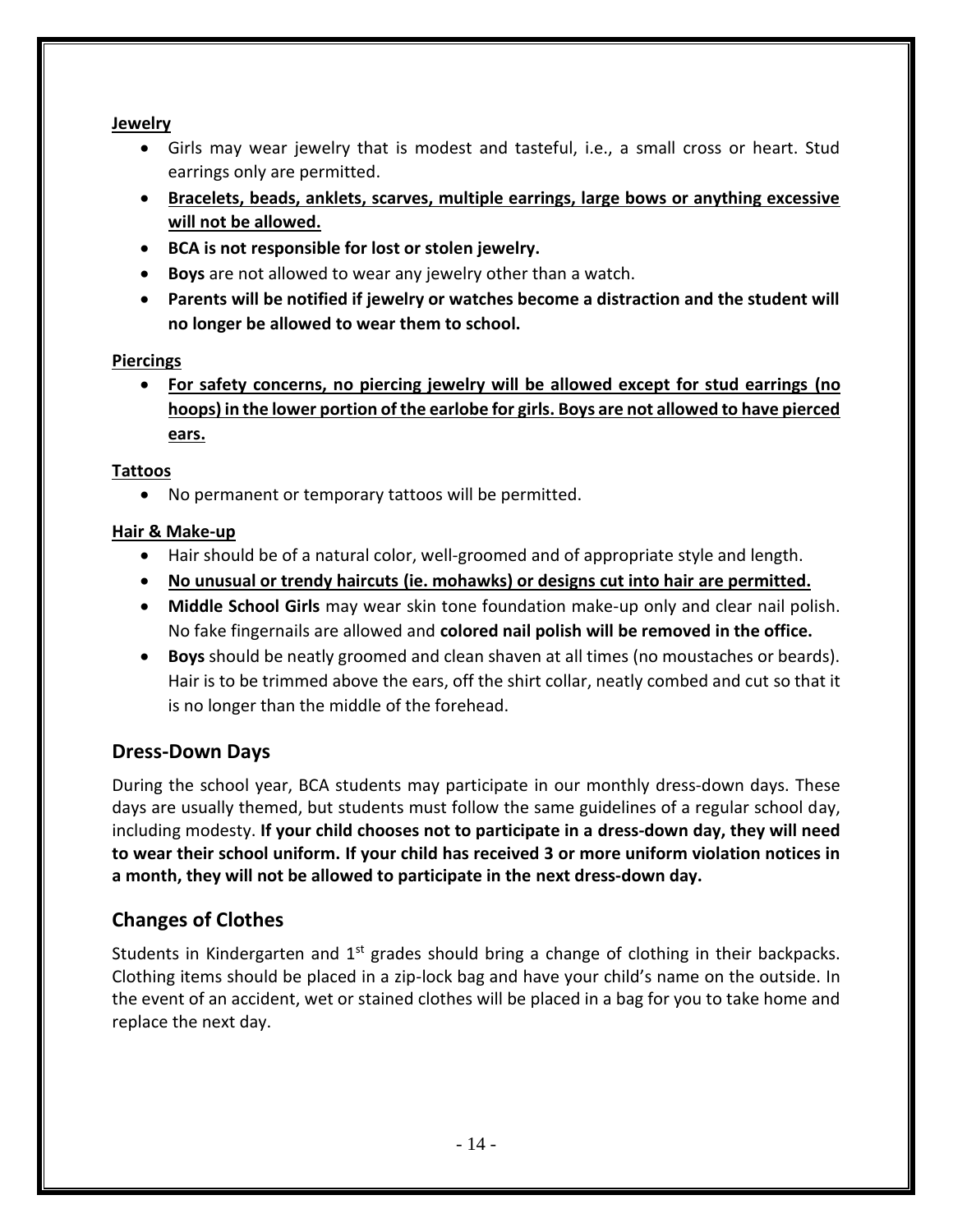**Jewelry**

- Girls may wear jewelry that is modest and tasteful, i.e., a small cross or heart. Stud earrings only are permitted.
- **Bracelets, beads, anklets, scarves, multiple earrings, large bows or anything excessive will not be allowed.**
- **BCA is not responsible for lost or stolen jewelry.**
- **Boys** are not allowed to wear any jewelry other than a watch.
- **Parents will be notified if jewelry or watches become a distraction and the student will no longer be allowed to wear them to school.**

**Piercings**

- **For safety concerns, no piercing jewelry will be allowed except for stud earrings (no hoops) in the lower portion of the earlobe for girls. Boys are not allowed to have pierced ears.**

**Tattoos**

- No permanent or temporary tattoos will be permitted.

**Hair & Make-up**

- Hair should be of a natural color, well-groomed and of appropriate style and length.
- **No unusual or trendy haircuts (ie. mohawks) or designs cut into hair are permitted.**
- **Middle School Girls** may wear skin tone foundation make-up only and clear nail polish. No fake fingernails are allowed and **colored nail polish will be removed in the office.**
- **Boys** should be neatly groomed and clean shaven at all times (no moustaches or beards). Hair is to be trimmed above the ears, off the shirt collar, neatly combed and cut so that it is no longer than the middle of the forehead.

## Dress-Down Days

During the school year, BCA students may participate in our monthly dress-down days. These days are usually themed, but students must follow the same guidelines of a regular school day, including modesty. **If your child chooses not to participate in a dress-down day, they will need to wear their school uniform. If your child has received 3 or more uniform violation notices in a month, they will not be allowed to participate in the next dress-down day.**

## Changes of Clothes

Students in Kindergarten and 1st grades should bring a change of clothing in their backpacks. Clothing items should be placed in a zip-lock bag and have your child's name on the outside. In the event of an accident, wet or stained clothes will be placed in a bag for you to take home and replace the next day.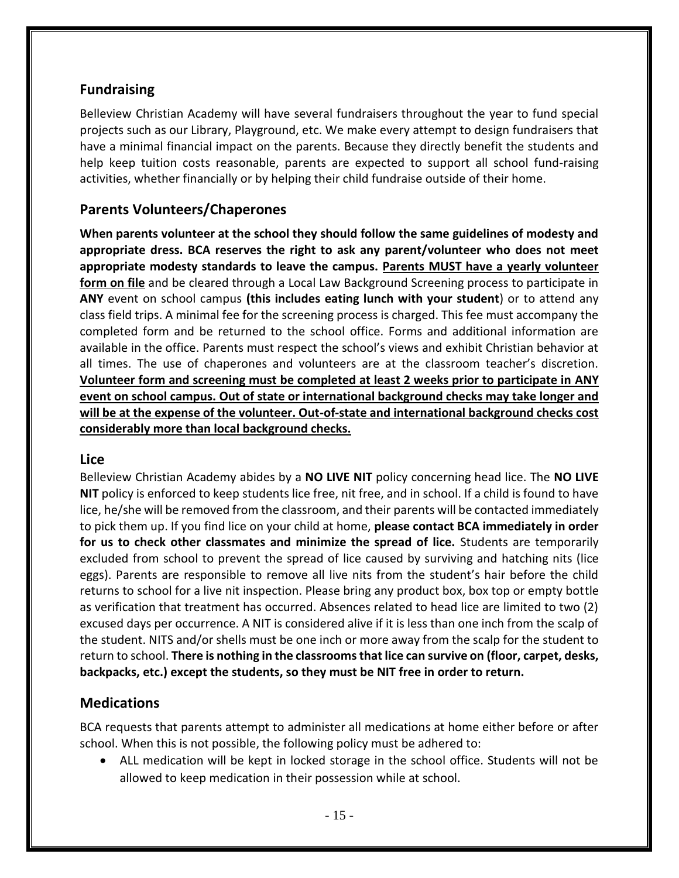## Fundraising

Belleview Christian Academy will have several fundraisers throughout the year to fund special projects such as our Library, Playground, etc. We make every attempt to design fundraisers that have a minimal financial impact on the parents. Because they directly benefit the students and help keep tuition costs reasonable, parents are expected to support all school fund-raising activities, whether financially or by helping their child fundraise outside of their home.

## Parents Volunteers/Chaperones

**When parents volunteer at the school they should follow the same guidelines of modesty and appropriate dress. BCA reserves the right to ask any parent/volunteer who does not meet appropriate modesty standards to leave the campus. <u>Parents MUST have a yearly volunteer form on file</u>** and be cleared through a Local Law Background Screening process to participate in **ANY** event on school campus **(this includes eating lunch with your student**) or to attend any class field trips. A minimal fee for the screening process is charged. This fee must accompany the completed form and be returned to the school office. Forms and additional information are available in the office. Parents must respect the school's views and exhibit Christian behavior at all times. The use of chaperones and volunteers are at the classroom teacher's discretion. **<u>Volunteer form and screening must be completed at least 2 weeks prior to participate in ANY event on school campus. Out of state or international background checks may take longer and will be at the expense of the volunteer. Out-of-state and international background checks cost considerably more than local background checks.</u>**

## Lice

Belleview Christian Academy abides by a **NO LIVE NIT** policy concerning head lice. The **NO LIVE NIT** policy is enforced to keep students lice free, nit free, and in school. If a child is found to have lice, he/she will be removed from the classroom, and their parents will be contacted immediately to pick them up. If you find lice on your child at home, **please contact BCA immediately in order for us to check other classmates and minimize the spread of lice.** Students are temporarily excluded from school to prevent the spread of lice caused by surviving and hatching nits (lice eggs). Parents are responsible to remove all live nits from the student's hair before the child returns to school for a live nit inspection. Please bring any product box, box top or empty bottle as verification that treatment has occurred. Absences related to head lice are limited to two (2) excused days per occurrence. A NIT is considered alive if it is less than one inch from the scalp of the student. NITS and/or shells must be one inch or more away from the scalp for the student to return to school. **There is nothing in the classrooms that lice can survive on (floor, carpet, desks, backpacks, etc.) except the students, so they must be NIT free in order to return.**

## Medications

BCA requests that parents attempt to administer all medications at home either before or after school. When this is not possible, the following policy must be adhered to:

- ALL medication will be kept in locked storage in the school office. Students will not be allowed to keep medication in their possession while at school.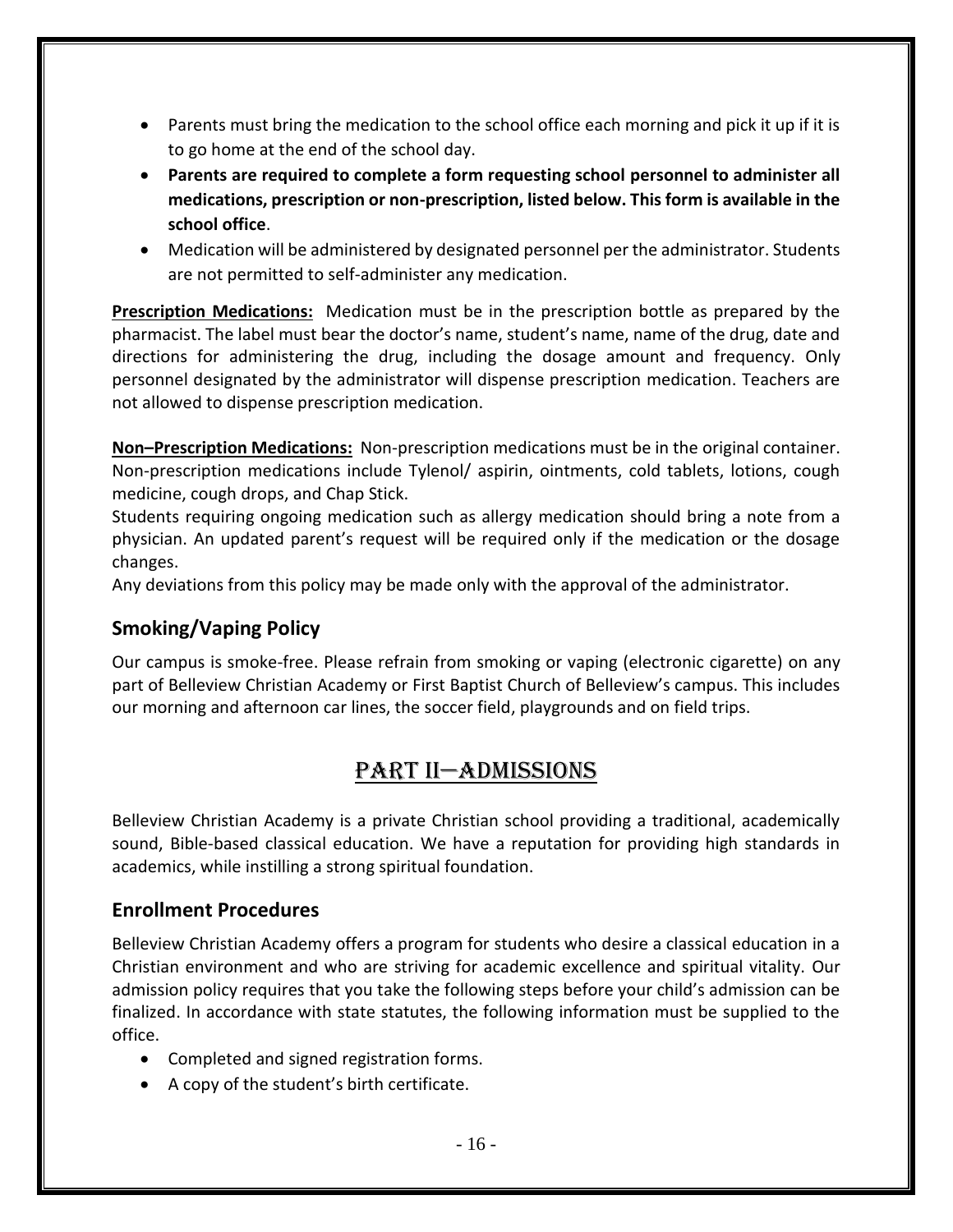- Parents must bring the medication to the school office each morning and pick it up if it is to go home at the end of the school day.
- **Parents are required to complete a form requesting school personnel to administer all medications, prescription or non-prescription, listed below. This form is available in the school office**.
- Medication will be administered by designated personnel per the administrator. Students are not permitted to self-administer any medication.

**Prescription Medications:** Medication must be in the prescription bottle as prepared by the pharmacist. The label must bear the doctor's name, student's name, name of the drug, date and directions for administering the drug, including the dosage amount and frequency. Only personnel designated by the administrator will dispense prescription medication. Teachers are not allowed to dispense prescription medication.

**Non–Prescription Medications:** Non-prescription medications must be in the original container. Non-prescription medications include Tylenol/ aspirin, ointments, cold tablets, lotions, cough medicine, cough drops, and Chap Stick.

Students requiring ongoing medication such as allergy medication should bring a note from a physician. An updated parent's request will be required only if the medication or the dosage changes.

Any deviations from this policy may be made only with the approval of the administrator.

## Smoking/Vaping Policy

Our campus is smoke-free. Please refrain from smoking or vaping (electronic cigarette) on any part of Belleview Christian Academy or First Baptist Church of Belleview's campus. This includes our morning and afternoon car lines, the soccer field, playgrounds and on field trips.

# PART II—ADMISSIONS

Belleview Christian Academy is a private Christian school providing a traditional, academically sound, Bible-based classical education. We have a reputation for providing high standards in academics, while instilling a strong spiritual foundation.

## Enrollment Procedures

Belleview Christian Academy offers a program for students who desire a classical education in a Christian environment and who are striving for academic excellence and spiritual vitality. Our admission policy requires that you take the following steps before your child's admission can be finalized. In accordance with state statutes, the following information must be supplied to the office.

- Completed and signed registration forms.
- A copy of the student's birth certificate.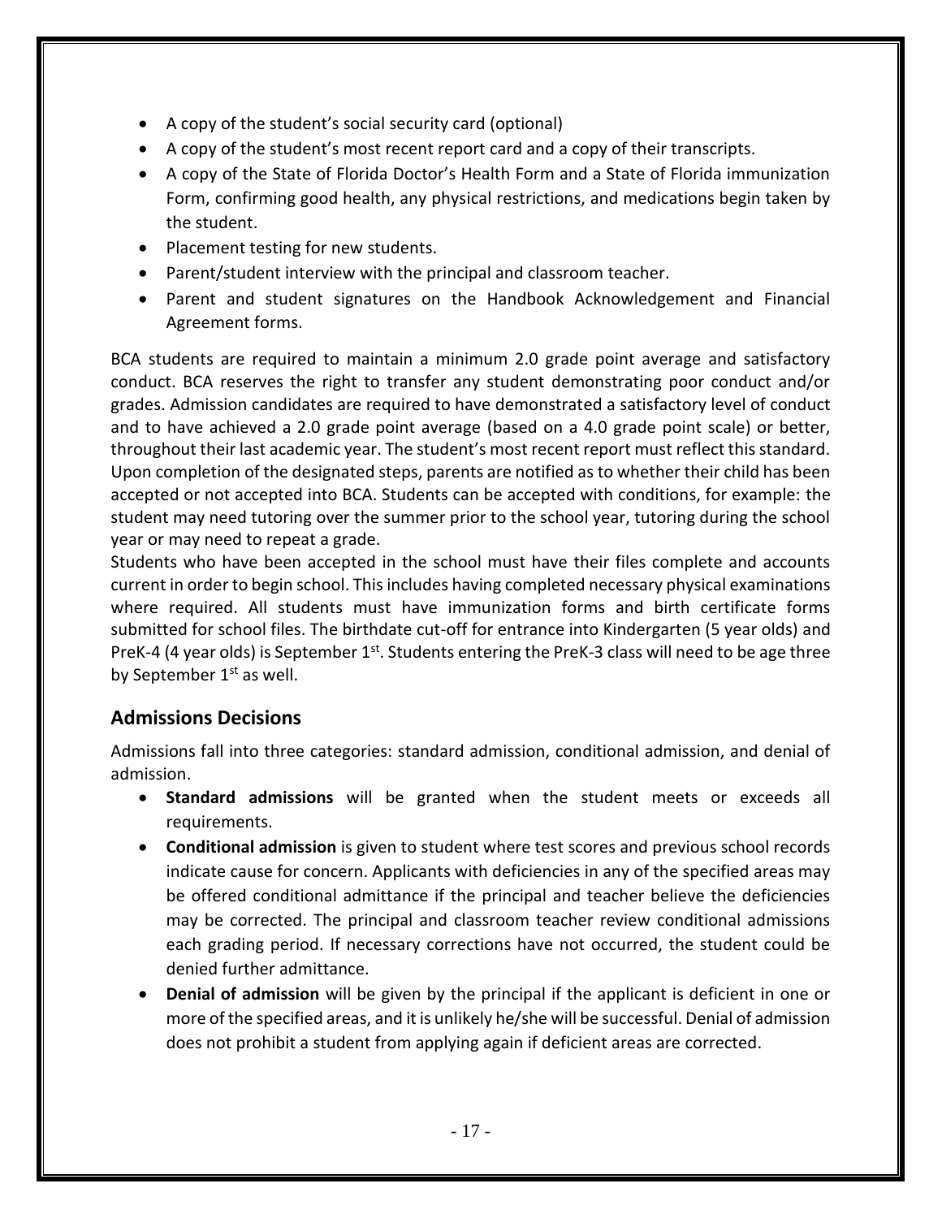- A copy of the student's social security card (optional)
- A copy of the student's most recent report card and a copy of their transcripts.
- A copy of the State of Florida Doctor's Health Form and a State of Florida immunization Form, confirming good health, any physical restrictions, and medications begin taken by the student.
- Placement testing for new students.
- Parent/student interview with the principal and classroom teacher.
- Parent and student signatures on the Handbook Acknowledgement and Financial Agreement forms.

BCA students are required to maintain a minimum 2.0 grade point average and satisfactory conduct. BCA reserves the right to transfer any student demonstrating poor conduct and/or grades. Admission candidates are required to have demonstrated a satisfactory level of conduct and to have achieved a 2.0 grade point average (based on a 4.0 grade point scale) or better, throughout their last academic year. The student's most recent report must reflect this standard. Upon completion of the designated steps, parents are notified as to whether their child has been accepted or not accepted into BCA. Students can be accepted with conditions, for example: the student may need tutoring over the summer prior to the school year, tutoring during the school year or may need to repeat a grade.

Students who have been accepted in the school must have their files complete and accounts current in order to begin school. This includes having completed necessary physical examinations where required. All students must have immunization forms and birth certificate forms submitted for school files. The birthdate cut-off for entrance into Kindergarten (5 year olds) and PreK-4 (4 year olds) is September 1st. Students entering the PreK-3 class will need to be age three by September 1st as well.

## Admissions Decisions

Admissions fall into three categories: standard admission, conditional admission, and denial of admission.

- **Standard admissions** will be granted when the student meets or exceeds all requirements.
- **Conditional admission** is given to student where test scores and previous school records indicate cause for concern. Applicants with deficiencies in any of the specified areas may be offered conditional admittance if the principal and teacher believe the deficiencies may be corrected. The principal and classroom teacher review conditional admissions each grading period. If necessary corrections have not occurred, the student could be denied further admittance.
- **Denial of admission** will be given by the principal if the applicant is deficient in one or more of the specified areas, and it is unlikely he/she will be successful. Denial of admission does not prohibit a student from applying again if deficient areas are corrected.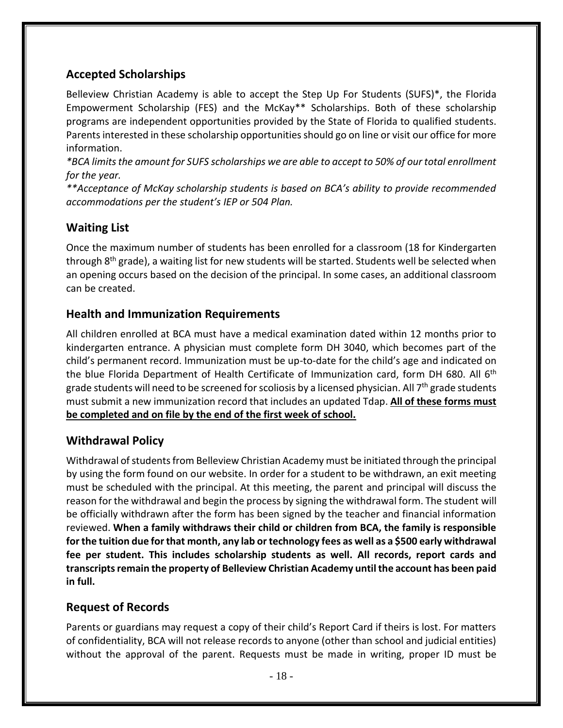## Accepted Scholarships

Belleview Christian Academy is able to accept the Step Up For Students (SUFS)*, the Florida Empowerment Scholarship (FES) and the McKay** Scholarships. Both of these scholarship programs are independent opportunities provided by the State of Florida to qualified students. Parents interested in these scholarship opportunities should go on line or visit our office for more information.

*\*BCA limits the amount for SUFS scholarships we are able to accept to 50% of our total enrollment for the year.*

*\*\*Acceptance of McKay scholarship students is based on BCA's ability to provide recommended accommodations per the student's IEP or 504 Plan.*

## Waiting List

Once the maximum number of students has been enrolled for a classroom (18 for Kindergarten through 8th grade), a waiting list for new students will be started. Students well be selected when an opening occurs based on the decision of the principal. In some cases, an additional classroom can be created.

## Health and Immunization Requirements

All children enrolled at BCA must have a medical examination dated within 12 months prior to kindergarten entrance. A physician must complete form DH 3040, which becomes part of the child's permanent record. Immunization must be up-to-date for the child's age and indicated on the blue Florida Department of Health Certificate of Immunization card, form DH 680. All 6th grade students will need to be screened for scoliosis by a licensed physician. All 7th grade students must submit a new immunization record that includes an updated Tdap. **<u>All of these forms must be completed and on file by the end of the first week of school.</u>**

## Withdrawal Policy

Withdrawal of students from Belleview Christian Academy must be initiated through the principal by using the form found on our website. In order for a student to be withdrawn, an exit meeting must be scheduled with the principal. At this meeting, the parent and principal will discuss the reason for the withdrawal and begin the process by signing the withdrawal form. The student will be officially withdrawn after the form has been signed by the teacher and financial information reviewed. **When a family withdraws their child or children from BCA, the family is responsible for the tuition due for that month, any lab or technology fees as well as a $500 early withdrawal fee per student. This includes scholarship students as well. All records, report cards and transcripts remain the property of Belleview Christian Academy until the account has been paid in full.**

## Request of Records

Parents or guardians may request a copy of their child's Report Card if theirs is lost. For matters of confidentiality, BCA will not release records to anyone (other than school and judicial entities) without the approval of the parent. Requests must be made in writing, proper ID must be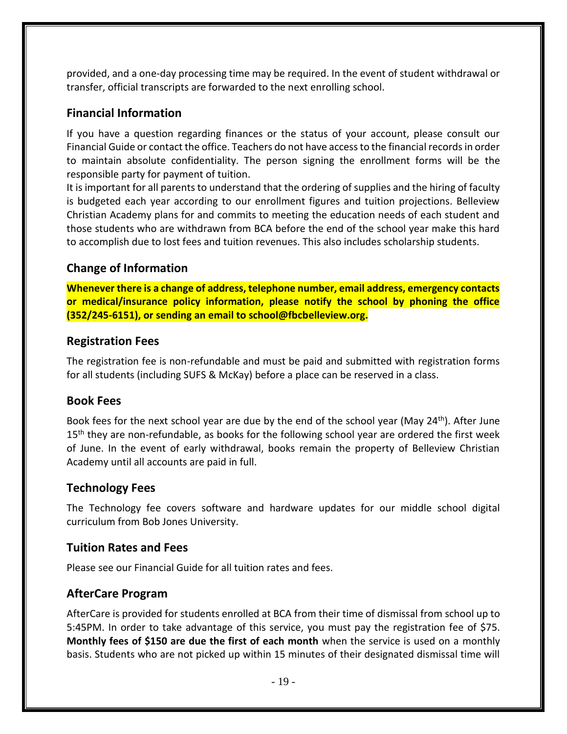provided, and a one-day processing time may be required. In the event of student withdrawal or transfer, official transcripts are forwarded to the next enrolling school.

## Financial Information

If you have a question regarding finances or the status of your account, please consult our Financial Guide or contact the office. Teachers do not have access to the financial records in order to maintain absolute confidentiality. The person signing the enrollment forms will be the responsible party for payment of tuition.

It is important for all parents to understand that the ordering of supplies and the hiring of faculty is budgeted each year according to our enrollment figures and tuition projections. Belleview Christian Academy plans for and commits to meeting the education needs of each student and those students who are withdrawn from BCA before the end of the school year make this hard to accomplish due to lost fees and tuition revenues. This also includes scholarship students.

## Change of Information

**Whenever there is a change of address, telephone number, email address, emergency contacts or medical/insurance policy information, please notify the school by phoning the office (352/245-6151), or sending an email to school@fbcbelleview.org.**

## Registration Fees

The registration fee is non-refundable and must be paid and submitted with registration forms for all students (including SUFS & McKay) before a place can be reserved in a class.

## Book Fees

Book fees for the next school year are due by the end of the school year (May 24th). After June 15th they are non-refundable, as books for the following school year are ordered the first week of June. In the event of early withdrawal, books remain the property of Belleview Christian Academy until all accounts are paid in full.

## Technology Fees

The Technology fee covers software and hardware updates for our middle school digital curriculum from Bob Jones University.

## Tuition Rates and Fees

Please see our Financial Guide for all tuition rates and fees.

## AfterCare Program

AfterCare is provided for students enrolled at BCA from their time of dismissal from school up to 5:45PM. In order to take advantage of this service, you must pay the registration fee of $75. **Monthly fees of $150 are due the first of each month** when the service is used on a monthly basis. Students who are not picked up within 15 minutes of their designated dismissal time will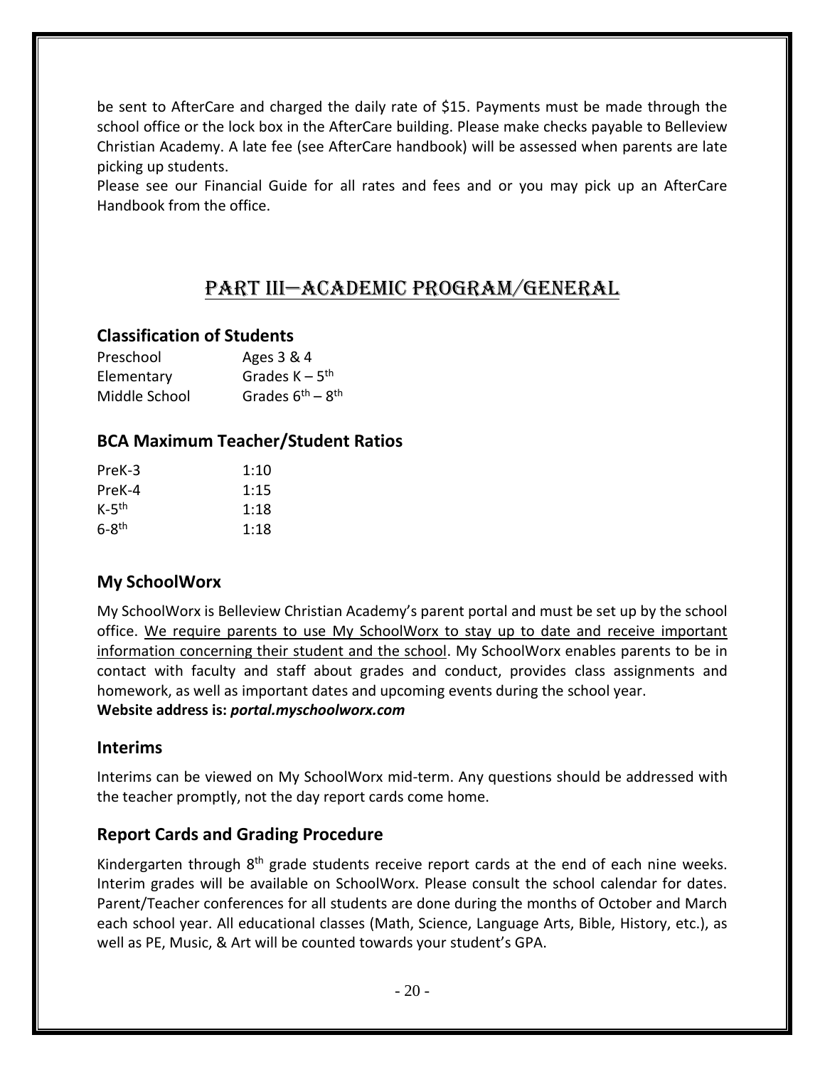be sent to AfterCare and charged the daily rate of $15. Payments must be made through the school office or the lock box in the AfterCare building. Please make checks payable to Belleview Christian Academy. A late fee (see AfterCare handbook) will be assessed when parents are late picking up students.

Please see our Financial Guide for all rates and fees and or you may pick up an AfterCare Handbook from the office.

# PART III—ACADEMIC PROGRAM/GENERAL

## Classification of Students

| | |
|---|---|
| Preschool | Ages 3 & 4 |
| Elementary | Grades K – 5th |
| Middle School | Grades 6th – 8th |

## BCA Maximum Teacher/Student Ratios

| | |
|---|---|
| PreK-3 | 1:10 |
| PreK-4 | 1:15 |
| K-5th | 1:18 |
| 6-8th | 1:18 |

## My SchoolWorx

My SchoolWorx is Belleview Christian Academy's parent portal and must be set up by the school office. We require parents to use My SchoolWorx to stay up to date and receive important information concerning their student and the school. My SchoolWorx enables parents to be in contact with faculty and staff about grades and conduct, provides class assignments and homework, as well as important dates and upcoming events during the school year.

**Website address is:** ***portal.myschoolworx.com***

## Interims

Interims can be viewed on My SchoolWorx mid-term. Any questions should be addressed with the teacher promptly, not the day report cards come home.

## Report Cards and Grading Procedure

Kindergarten through 8th grade students receive report cards at the end of each nine weeks. Interim grades will be available on SchoolWorx. Please consult the school calendar for dates. Parent/Teacher conferences for all students are done during the months of October and March each school year. All educational classes (Math, Science, Language Arts, Bible, History, etc.), as well as PE, Music, & Art will be counted towards your student's GPA.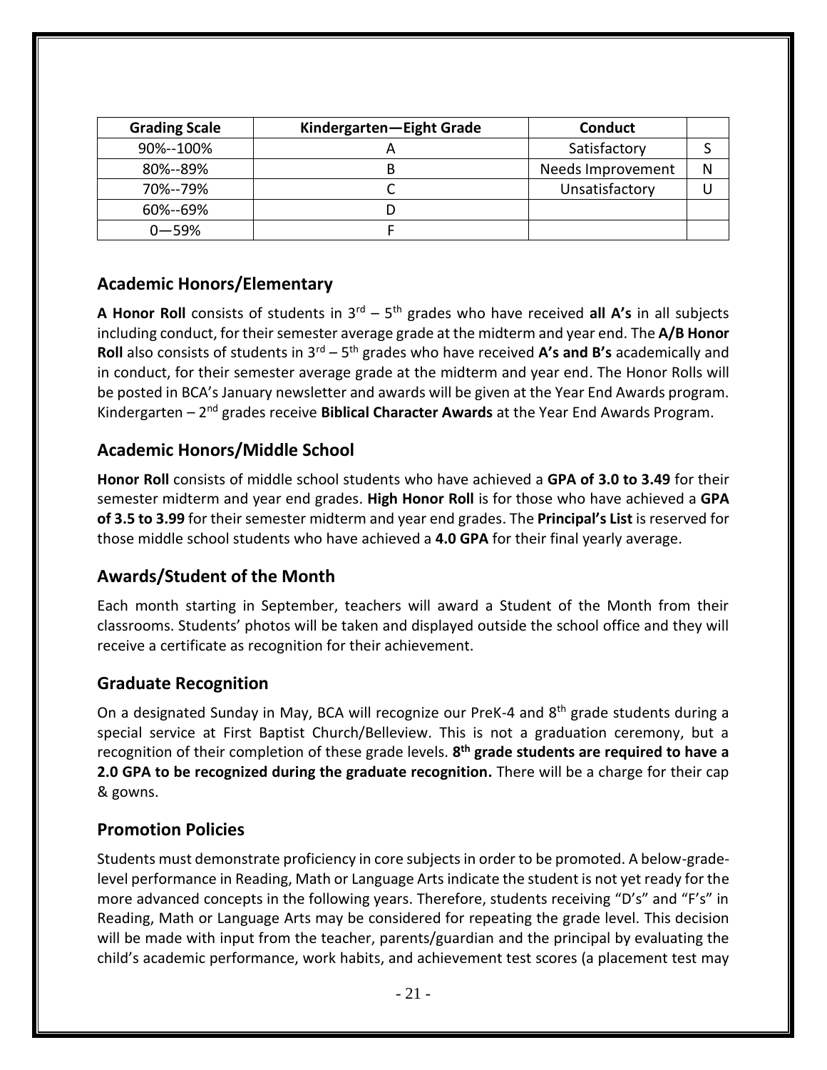| Grading Scale | Kindergarten—Eight Grade | Conduct | |
|---|---|---|---|
| 90%--100% | A | Satisfactory | S |
| 80%--89% | B | Needs Improvement | N |
| 70%--79% | C | Unsatisfactory | U |
| 60%--69% | D | | |
| 0—59% | F | | |

## Academic Honors/Elementary

**A Honor Roll** consists of students in 3rd – 5th grades who have received **all A's** in all subjects including conduct, for their semester average grade at the midterm and year end. The **A/B Honor Roll** also consists of students in 3rd – 5th grades who have received **A's and B's** academically and in conduct, for their semester average grade at the midterm and year end. The Honor Rolls will be posted in BCA's January newsletter and awards will be given at the Year End Awards program. Kindergarten – 2nd grades receive **Biblical Character Awards** at the Year End Awards Program.

## Academic Honors/Middle School

**Honor Roll** consists of middle school students who have achieved a **GPA of 3.0 to 3.49** for their semester midterm and year end grades. **High Honor Roll** is for those who have achieved a **GPA of 3.5 to 3.99** for their semester midterm and year end grades. The **Principal's List** is reserved for those middle school students who have achieved a **4.0 GPA** for their final yearly average.

## Awards/Student of the Month

Each month starting in September, teachers will award a Student of the Month from their classrooms. Students' photos will be taken and displayed outside the school office and they will receive a certificate as recognition for their achievement.

## Graduate Recognition

On a designated Sunday in May, BCA will recognize our PreK-4 and 8th grade students during a special service at First Baptist Church/Belleview. This is not a graduation ceremony, but a recognition of their completion of these grade levels. **8th grade students are required to have a 2.0 GPA to be recognized during the graduate recognition.** There will be a charge for their cap & gowns.

## Promotion Policies

Students must demonstrate proficiency in core subjects in order to be promoted. A below-grade-level performance in Reading, Math or Language Arts indicate the student is not yet ready for the more advanced concepts in the following years. Therefore, students receiving "D's" and "F's" in Reading, Math or Language Arts may be considered for repeating the grade level. This decision will be made with input from the teacher, parents/guardian and the principal by evaluating the child's academic performance, work habits, and achievement test scores (a placement test may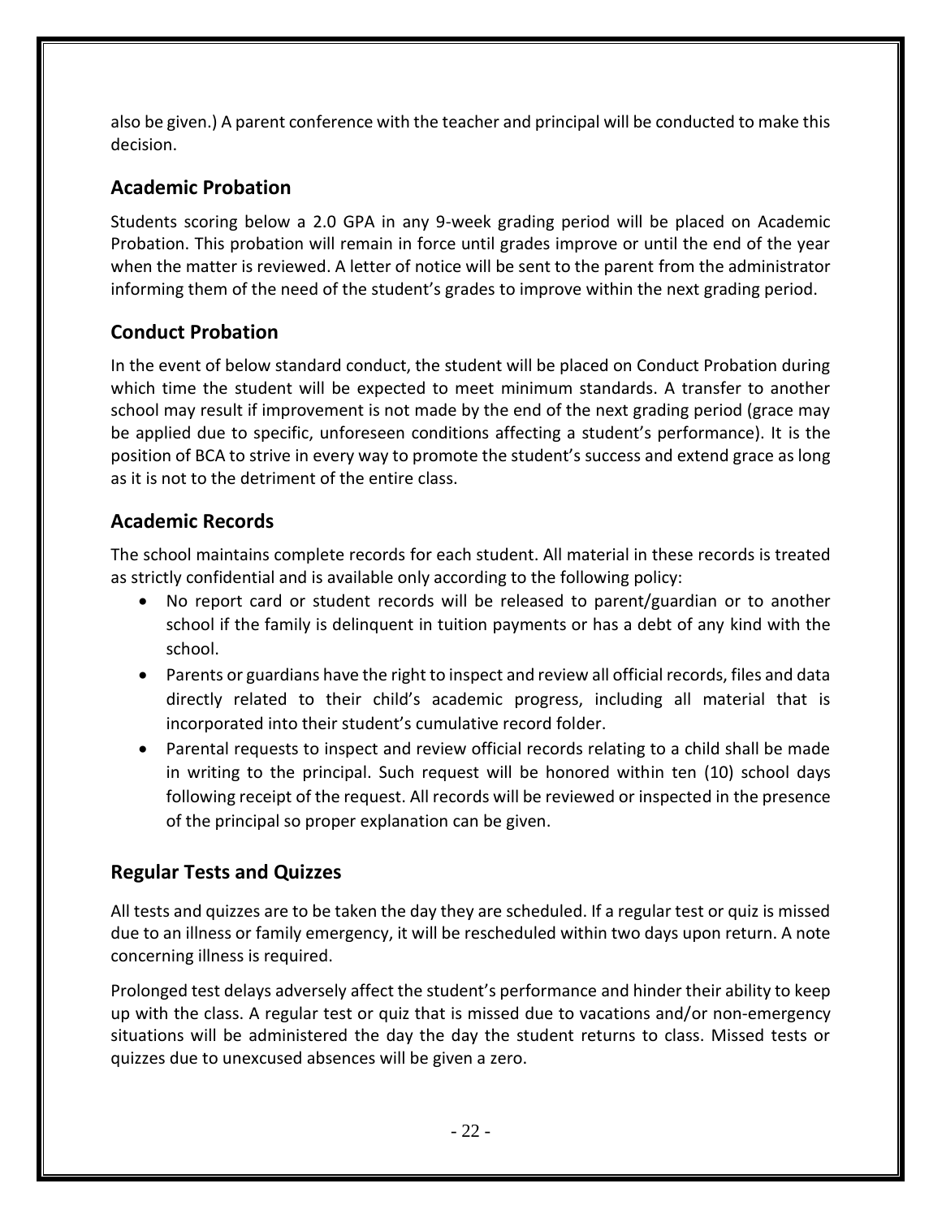also be given.) A parent conference with the teacher and principal will be conducted to make this decision.

## Academic Probation

Students scoring below a 2.0 GPA in any 9-week grading period will be placed on Academic Probation. This probation will remain in force until grades improve or until the end of the year when the matter is reviewed. A letter of notice will be sent to the parent from the administrator informing them of the need of the student's grades to improve within the next grading period.

## Conduct Probation

In the event of below standard conduct, the student will be placed on Conduct Probation during which time the student will be expected to meet minimum standards. A transfer to another school may result if improvement is not made by the end of the next grading period (grace may be applied due to specific, unforeseen conditions affecting a student's performance). It is the position of BCA to strive in every way to promote the student's success and extend grace as long as it is not to the detriment of the entire class.

## Academic Records

The school maintains complete records for each student. All material in these records is treated as strictly confidential and is available only according to the following policy:

- No report card or student records will be released to parent/guardian or to another school if the family is delinquent in tuition payments or has a debt of any kind with the school.
- Parents or guardians have the right to inspect and review all official records, files and data directly related to their child's academic progress, including all material that is incorporated into their student's cumulative record folder.
- Parental requests to inspect and review official records relating to a child shall be made in writing to the principal. Such request will be honored within ten (10) school days following receipt of the request. All records will be reviewed or inspected in the presence of the principal so proper explanation can be given.

## Regular Tests and Quizzes

All tests and quizzes are to be taken the day they are scheduled. If a regular test or quiz is missed due to an illness or family emergency, it will be rescheduled within two days upon return. A note concerning illness is required.

Prolonged test delays adversely affect the student's performance and hinder their ability to keep up with the class. A regular test or quiz that is missed due to vacations and/or non-emergency situations will be administered the day the day the student returns to class. Missed tests or quizzes due to unexcused absences will be given a zero.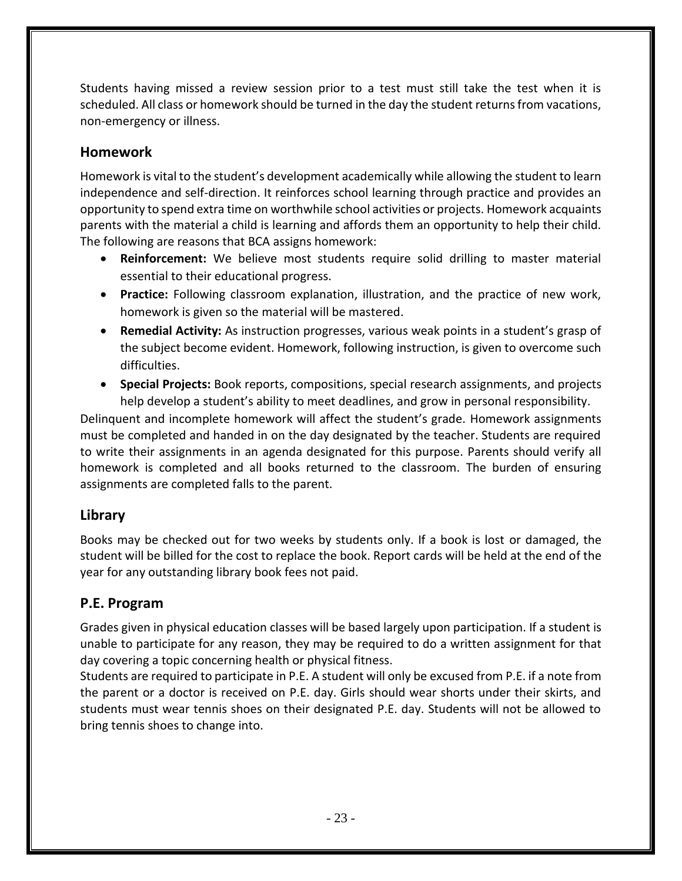Students having missed a review session prior to a test must still take the test when it is scheduled. All class or homework should be turned in the day the student returns from vacations, non-emergency or illness.

## Homework

Homework is vital to the student's development academically while allowing the student to learn independence and self-direction. It reinforces school learning through practice and provides an opportunity to spend extra time on worthwhile school activities or projects. Homework acquaints parents with the material a child is learning and affords them an opportunity to help their child. The following are reasons that BCA assigns homework:

- **Reinforcement:** We believe most students require solid drilling to master material essential to their educational progress.
- **Practice:** Following classroom explanation, illustration, and the practice of new work, homework is given so the material will be mastered.
- **Remedial Activity:** As instruction progresses, various weak points in a student's grasp of the subject become evident. Homework, following instruction, is given to overcome such difficulties.
- **Special Projects:** Book reports, compositions, special research assignments, and projects help develop a student's ability to meet deadlines, and grow in personal responsibility.

Delinquent and incomplete homework will affect the student's grade. Homework assignments must be completed and handed in on the day designated by the teacher. Students are required to write their assignments in an agenda designated for this purpose. Parents should verify all homework is completed and all books returned to the classroom. The burden of ensuring assignments are completed falls to the parent.

## Library

Books may be checked out for two weeks by students only. If a book is lost or damaged, the student will be billed for the cost to replace the book. Report cards will be held at the end of the year for any outstanding library book fees not paid.

## P.E. Program

Grades given in physical education classes will be based largely upon participation. If a student is unable to participate for any reason, they may be required to do a written assignment for that day covering a topic concerning health or physical fitness.

Students are required to participate in P.E. A student will only be excused from P.E. if a note from the parent or a doctor is received on P.E. day. Girls should wear shorts under their skirts, and students must wear tennis shoes on their designated P.E. day. Students will not be allowed to bring tennis shoes to change into.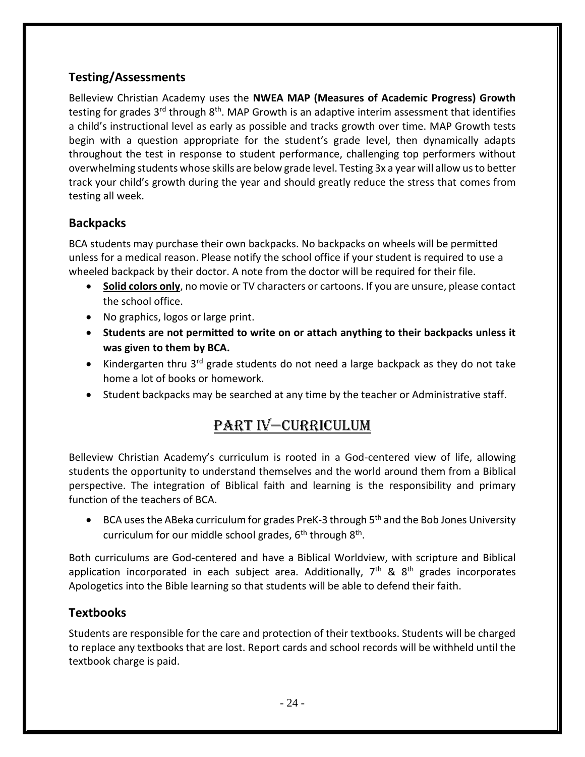## Testing/Assessments

Belleview Christian Academy uses the **NWEA MAP (Measures of Academic Progress) Growth** testing for grades 3rd through 8th. MAP Growth is an adaptive interim assessment that identifies a child's instructional level as early as possible and tracks growth over time. MAP Growth tests begin with a question appropriate for the student's grade level, then dynamically adapts throughout the test in response to student performance, challenging top performers without overwhelming students whose skills are below grade level. Testing 3x a year will allow us to better track your child's growth during the year and should greatly reduce the stress that comes from testing all week.

## Backpacks

BCA students may purchase their own backpacks. No backpacks on wheels will be permitted unless for a medical reason. Please notify the school office if your student is required to use a wheeled backpack by their doctor. A note from the doctor will be required for their file.

- **Solid colors only**, no movie or TV characters or cartoons. If you are unsure, please contact the school office.
- No graphics, logos or large print.
- **Students are not permitted to write on or attach anything to their backpacks unless it was given to them by BCA.**
- Kindergarten thru 3rd grade students do not need a large backpack as they do not take home a lot of books or homework.
- Student backpacks may be searched at any time by the teacher or Administrative staff.

# PART IV—CURRICULUM

Belleview Christian Academy's curriculum is rooted in a God-centered view of life, allowing students the opportunity to understand themselves and the world around them from a Biblical perspective. The integration of Biblical faith and learning is the responsibility and primary function of the teachers of BCA.

- BCA uses the ABeka curriculum for grades PreK-3 through 5th and the Bob Jones University curriculum for our middle school grades, 6th through 8th.

Both curriculums are God-centered and have a Biblical Worldview, with scripture and Biblical application incorporated in each subject area. Additionally, 7th & 8th grades incorporates Apologetics into the Bible learning so that students will be able to defend their faith.

## Textbooks

Students are responsible for the care and protection of their textbooks. Students will be charged to replace any textbooks that are lost. Report cards and school records will be withheld until the textbook charge is paid.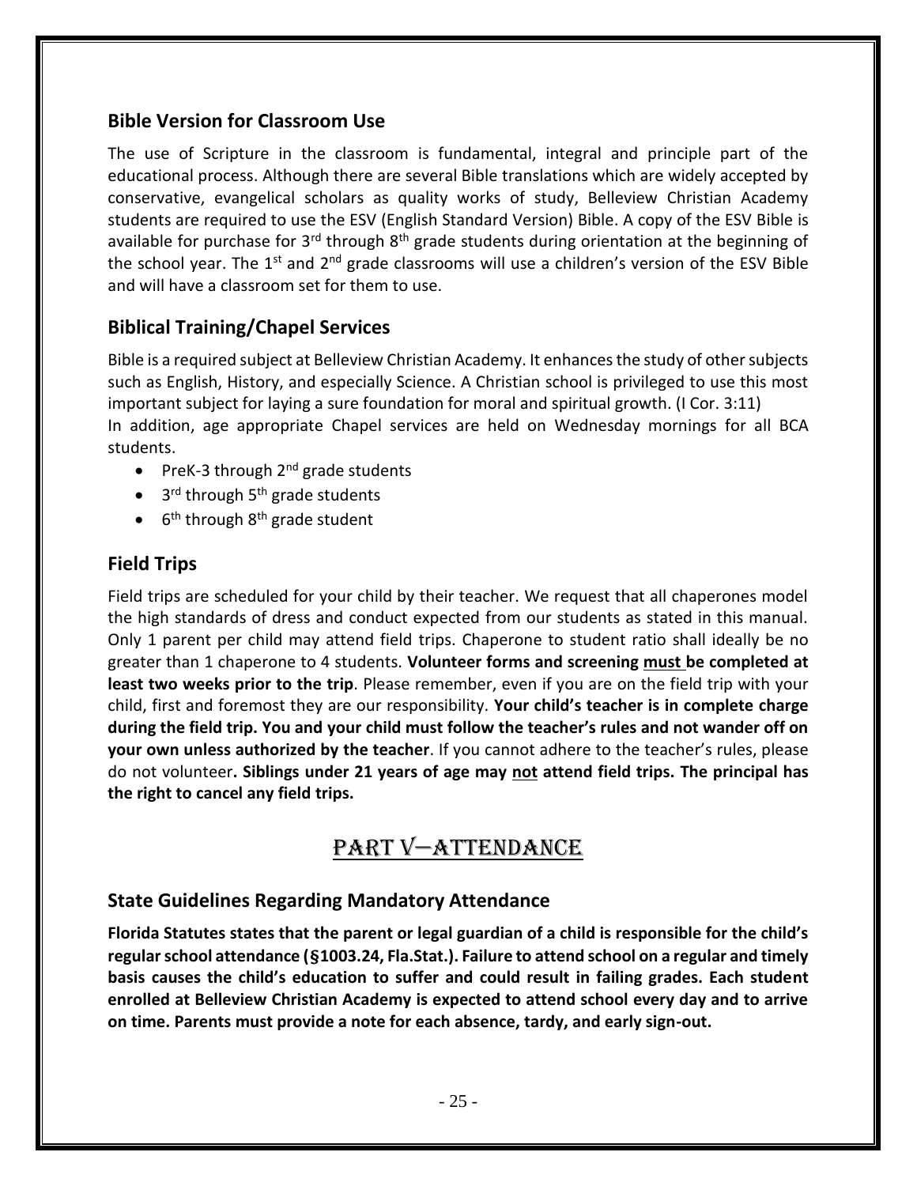## Bible Version for Classroom Use

The use of Scripture in the classroom is fundamental, integral and principle part of the educational process. Although there are several Bible translations which are widely accepted by conservative, evangelical scholars as quality works of study, Belleview Christian Academy students are required to use the ESV (English Standard Version) Bible. A copy of the ESV Bible is available for purchase for 3rd through 8th grade students during orientation at the beginning of the school year. The 1st and 2nd grade classrooms will use a children's version of the ESV Bible and will have a classroom set for them to use.

## Biblical Training/Chapel Services

Bible is a required subject at Belleview Christian Academy. It enhances the study of other subjects such as English, History, and especially Science. A Christian school is privileged to use this most important subject for laying a sure foundation for moral and spiritual growth. (I Cor. 3:11)
In addition, age appropriate Chapel services are held on Wednesday mornings for all BCA students.

- PreK-3 through 2nd grade students
- 3rd through 5th grade students
- 6th through 8th grade student

## Field Trips

Field trips are scheduled for your child by their teacher. We request that all chaperones model the high standards of dress and conduct expected from our students as stated in this manual. Only 1 parent per child may attend field trips. Chaperone to student ratio shall ideally be no greater than 1 chaperone to 4 students. **Volunteer forms and screening <u>must</u> be completed at least two weeks prior to the trip**. Please remember, even if you are on the field trip with your child, first and foremost they are our responsibility. **Your child's teacher is in complete charge during the field trip. You and your child must follow the teacher's rules and not wander off on your own unless authorized by the teacher**. If you cannot adhere to the teacher's rules, please do not volunteer**. Siblings under 21 years of age may <u>not</u> attend field trips. The principal has the right to cancel any field trips.**

# PART V—ATTENDANCE

## State Guidelines Regarding Mandatory Attendance

**Florida Statutes states that the parent or legal guardian of a child is responsible for the child's regular school attendance (§1003.24, Fla.Stat.). Failure to attend school on a regular and timely basis causes the child's education to suffer and could result in failing grades. Each student enrolled at Belleview Christian Academy is expected to attend school every day and to arrive on time. Parents must provide a note for each absence, tardy, and early sign-out.**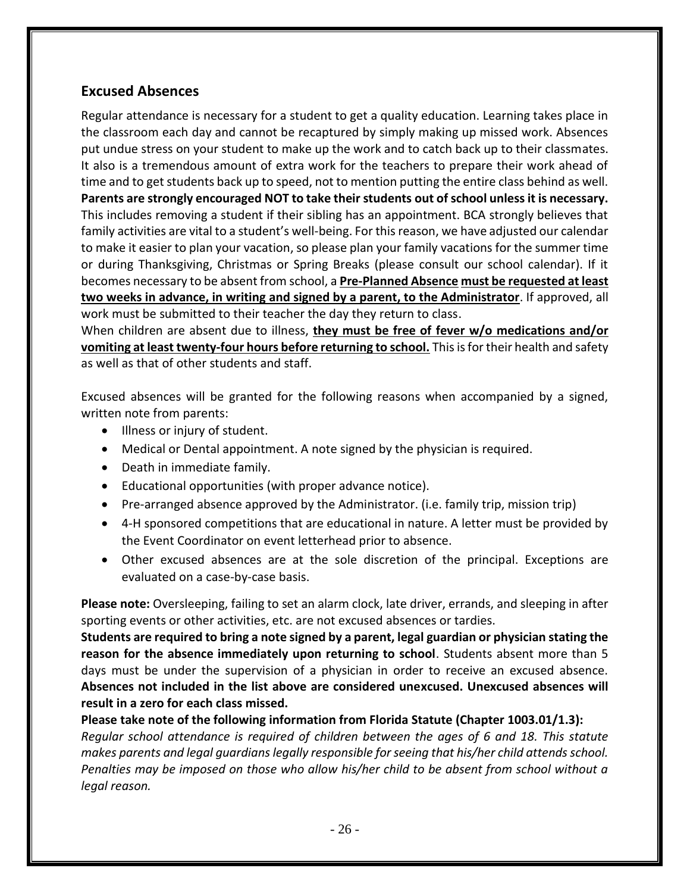## Excused Absences

Regular attendance is necessary for a student to get a quality education. Learning takes place in the classroom each day and cannot be recaptured by simply making up missed work. Absences put undue stress on your student to make up the work and to catch back up to their classmates. It also is a tremendous amount of extra work for the teachers to prepare their work ahead of time and to get students back up to speed, not to mention putting the entire class behind as well. **Parents are strongly encouraged NOT to take their students out of school unless it is necessary.** This includes removing a student if their sibling has an appointment. BCA strongly believes that family activities are vital to a student's well-being. For this reason, we have adjusted our calendar to make it easier to plan your vacation, so please plan your family vacations for the summer time or during Thanksgiving, Christmas or Spring Breaks (please consult our school calendar). If it becomes necessary to be absent from school, a **Pre-Planned Absence must be requested at least two weeks in advance, in writing and signed by a parent, to the Administrator**. If approved, all work must be submitted to their teacher the day they return to class.

When children are absent due to illness, **they must be free of fever w/o medications and/or vomiting at least twenty-four hours before returning to school.** This is for their health and safety as well as that of other students and staff.

Excused absences will be granted for the following reasons when accompanied by a signed, written note from parents:

- Illness or injury of student.
- Medical or Dental appointment. A note signed by the physician is required.
- Death in immediate family.
- Educational opportunities (with proper advance notice).
- Pre-arranged absence approved by the Administrator. (i.e. family trip, mission trip)
- 4-H sponsored competitions that are educational in nature. A letter must be provided by the Event Coordinator on event letterhead prior to absence.
- Other excused absences are at the sole discretion of the principal. Exceptions are evaluated on a case-by-case basis.

**Please note:** Oversleeping, failing to set an alarm clock, late driver, errands, and sleeping in after sporting events or other activities, etc. are not excused absences or tardies.

**Students are required to bring a note signed by a parent, legal guardian or physician stating the reason for the absence immediately upon returning to school**. Students absent more than 5 days must be under the supervision of a physician in order to receive an excused absence. **Absences not included in the list above are considered unexcused. Unexcused absences will result in a zero for each class missed.**

**Please take note of the following information from Florida Statute (Chapter 1003.01/1.3):**

*Regular school attendance is required of children between the ages of 6 and 18. This statute makes parents and legal guardians legally responsible for seeing that his/her child attends school. Penalties may be imposed on those who allow his/her child to be absent from school without a legal reason.*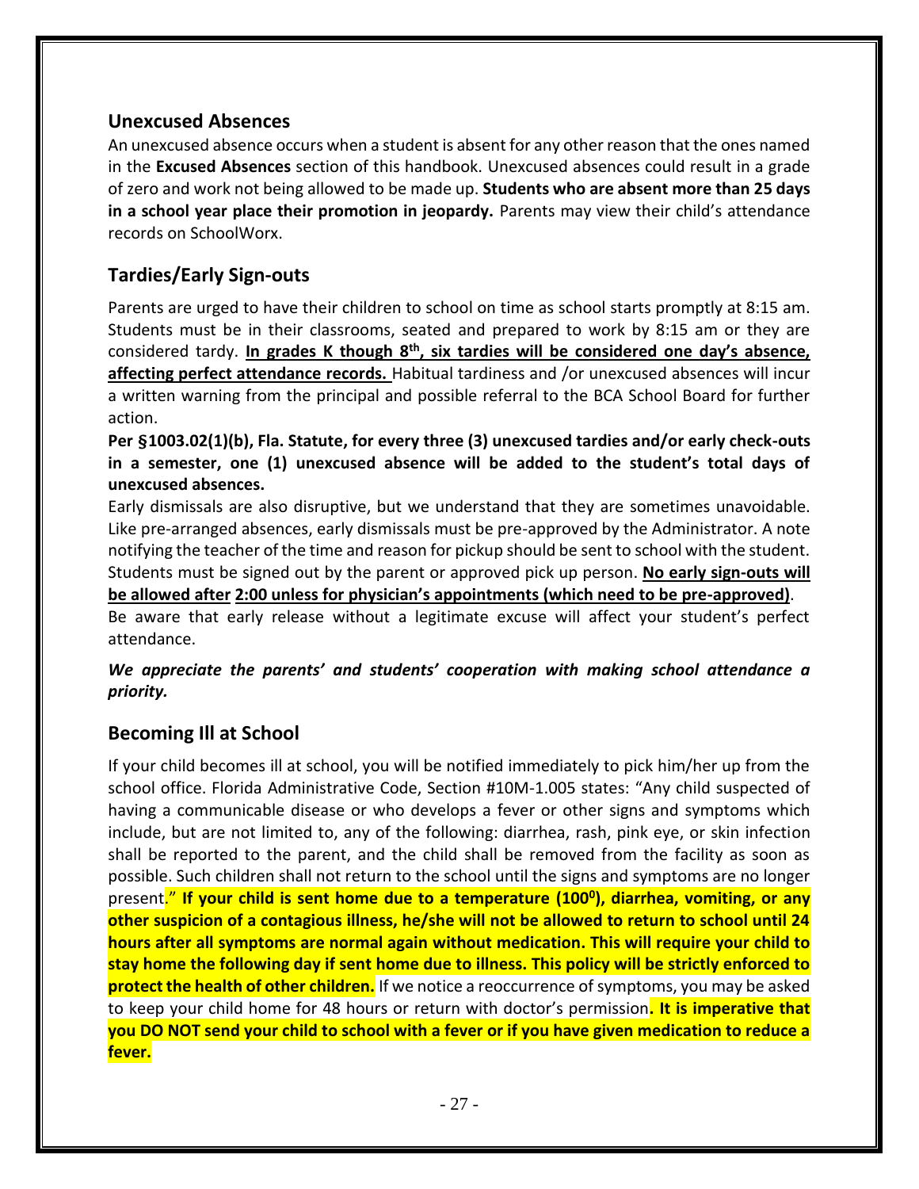## Unexcused Absences

An unexcused absence occurs when a student is absent for any other reason that the ones named in the **Excused Absences** section of this handbook. Unexcused absences could result in a grade of zero and work not being allowed to be made up. **Students who are absent more than 25 days in a school year place their promotion in jeopardy.** Parents may view their child's attendance records on SchoolWorx.

## Tardies/Early Sign-outs

Parents are urged to have their children to school on time as school starts promptly at 8:15 am. Students must be in their classrooms, seated and prepared to work by 8:15 am or they are considered tardy. **In grades K though 8th, six tardies will be considered one day's absence, affecting perfect attendance records.** Habitual tardiness and /or unexcused absences will incur a written warning from the principal and possible referral to the BCA School Board for further action.

**Per §1003.02(1)(b), Fla. Statute, for every three (3) unexcused tardies and/or early check-outs in a semester, one (1) unexcused absence will be added to the student's total days of unexcused absences.**

Early dismissals are also disruptive, but we understand that they are sometimes unavoidable. Like pre-arranged absences, early dismissals must be pre-approved by the Administrator. A note notifying the teacher of the time and reason for pickup should be sent to school with the student. Students must be signed out by the parent or approved pick up person. **No early sign-outs will be allowed after 2:00 unless for physician's appointments (which need to be pre-approved)**.

Be aware that early release without a legitimate excuse will affect your student's perfect attendance.

***We appreciate the parents' and students' cooperation with making school attendance a priority.***

## Becoming Ill at School

If your child becomes ill at school, you will be notified immediately to pick him/her up from the school office. Florida Administrative Code, Section #10M-1.005 states: "Any child suspected of having a communicable disease or who develops a fever or other signs and symptoms which include, but are not limited to, any of the following: diarrhea, rash, pink eye, or skin infection shall be reported to the parent, and the child shall be removed from the facility as soon as possible. Such children shall not return to the school until the signs and symptoms are no longer present." **If your child is sent home due to a temperature (100⁰), diarrhea, vomiting, or any other suspicion of a contagious illness, he/she will not be allowed to return to school until 24 hours after all symptoms are normal again without medication. This will require your child to stay home the following day if sent home due to illness. This policy will be strictly enforced to protect the health of other children.** If we notice a reoccurrence of symptoms, you may be asked to keep your child home for 48 hours or return with doctor's permission**. It is imperative that you DO NOT send your child to school with a fever or if you have given medication to reduce a fever.**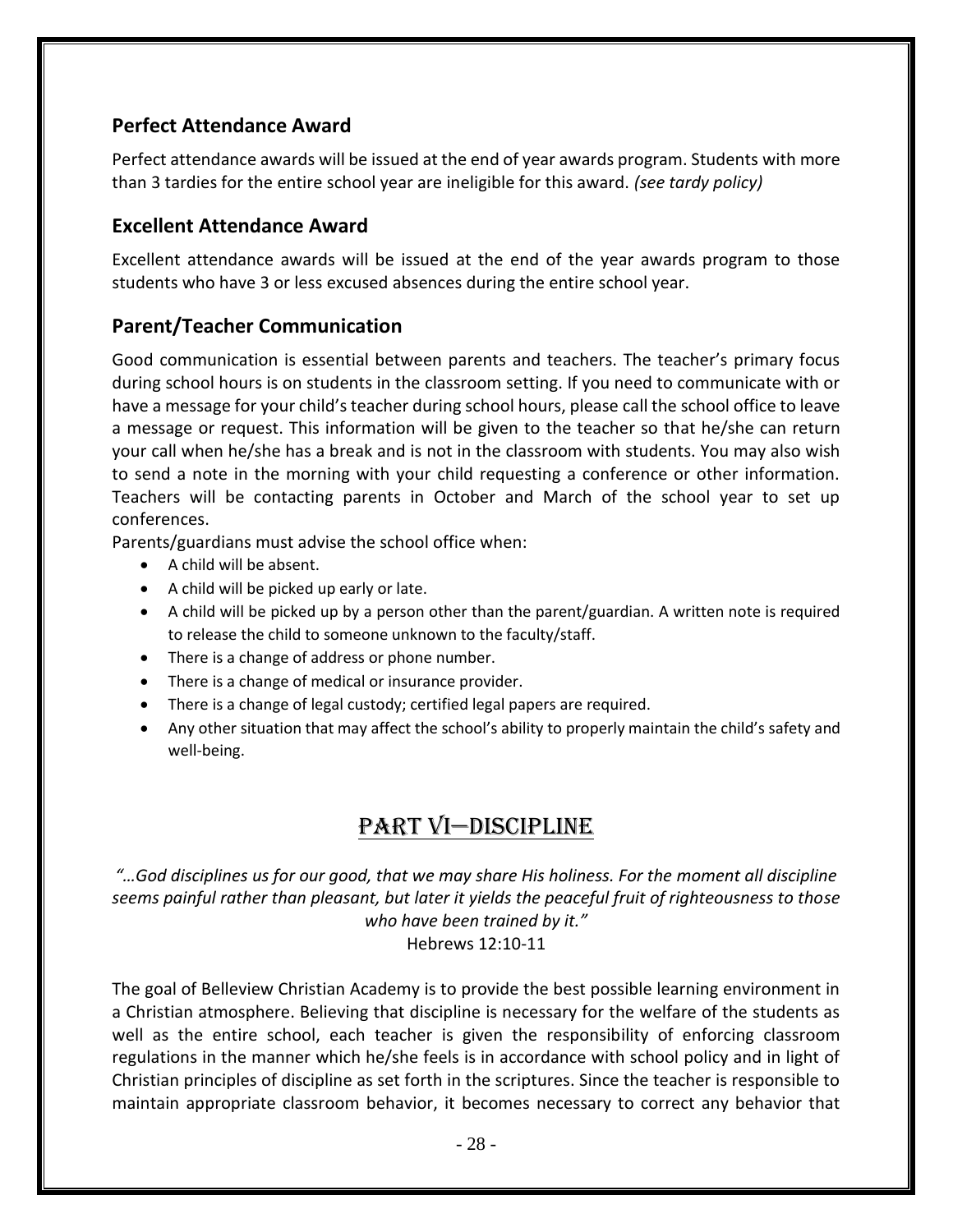## Perfect Attendance Award

Perfect attendance awards will be issued at the end of year awards program. Students with more than 3 tardies for the entire school year are ineligible for this award. *(see tardy policy)*

## Excellent Attendance Award

Excellent attendance awards will be issued at the end of the year awards program to those students who have 3 or less excused absences during the entire school year.

## Parent/Teacher Communication

Good communication is essential between parents and teachers. The teacher's primary focus during school hours is on students in the classroom setting. If you need to communicate with or have a message for your child's teacher during school hours, please call the school office to leave a message or request. This information will be given to the teacher so that he/she can return your call when he/she has a break and is not in the classroom with students. You may also wish to send a note in the morning with your child requesting a conference or other information. Teachers will be contacting parents in October and March of the school year to set up conferences.

Parents/guardians must advise the school office when:

- A child will be absent.
- A child will be picked up early or late.
- A child will be picked up by a person other than the parent/guardian. A written note is required to release the child to someone unknown to the faculty/staff.
- There is a change of address or phone number.
- There is a change of medical or insurance provider.
- There is a change of legal custody; certified legal papers are required.
- Any other situation that may affect the school's ability to properly maintain the child's safety and well-being.

# PART VI—DISCIPLINE

*"…God disciplines us for our good, that we may share His holiness. For the moment all discipline seems painful rather than pleasant, but later it yields the peaceful fruit of righteousness to those who have been trained by it."*

Hebrews 12:10-11

The goal of Belleview Christian Academy is to provide the best possible learning environment in a Christian atmosphere. Believing that discipline is necessary for the welfare of the students as well as the entire school, each teacher is given the responsibility of enforcing classroom regulations in the manner which he/she feels is in accordance with school policy and in light of Christian principles of discipline as set forth in the scriptures. Since the teacher is responsible to maintain appropriate classroom behavior, it becomes necessary to correct any behavior that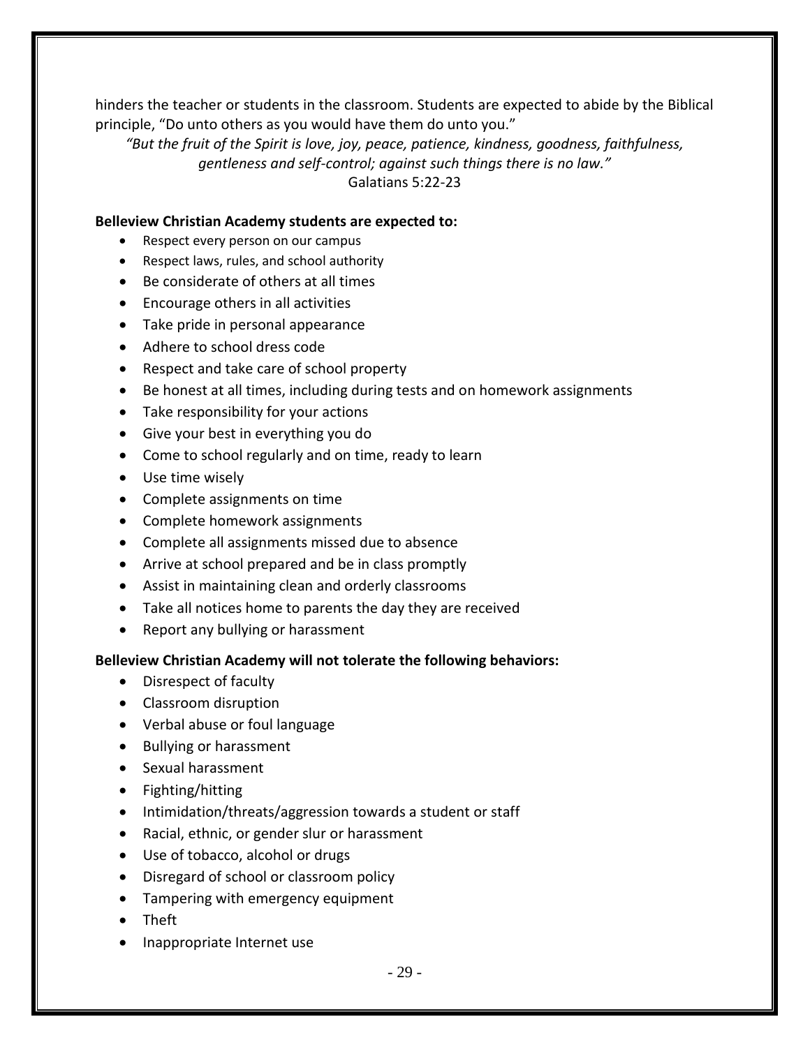hinders the teacher or students in the classroom. Students are expected to abide by the Biblical principle, "Do unto others as you would have them do unto you."

*"But the fruit of the Spirit is love, joy, peace, patience, kindness, goodness, faithfulness, gentleness and self-control; against such things there is no law."*
Galatians 5:22-23

**Belleview Christian Academy students are expected to:**

- Respect every person on our campus
- Respect laws, rules, and school authority
- Be considerate of others at all times
- Encourage others in all activities
- Take pride in personal appearance
- Adhere to school dress code
- Respect and take care of school property
- Be honest at all times, including during tests and on homework assignments
- Take responsibility for your actions
- Give your best in everything you do
- Come to school regularly and on time, ready to learn
- Use time wisely
- Complete assignments on time
- Complete homework assignments
- Complete all assignments missed due to absence
- Arrive at school prepared and be in class promptly
- Assist in maintaining clean and orderly classrooms
- Take all notices home to parents the day they are received
- Report any bullying or harassment

**Belleview Christian Academy will not tolerate the following behaviors:**

- Disrespect of faculty
- Classroom disruption
- Verbal abuse or foul language
- Bullying or harassment
- Sexual harassment
- Fighting/hitting
- Intimidation/threats/aggression towards a student or staff
- Racial, ethnic, or gender slur or harassment
- Use of tobacco, alcohol or drugs
- Disregard of school or classroom policy
- Tampering with emergency equipment
- Theft
- Inappropriate Internet use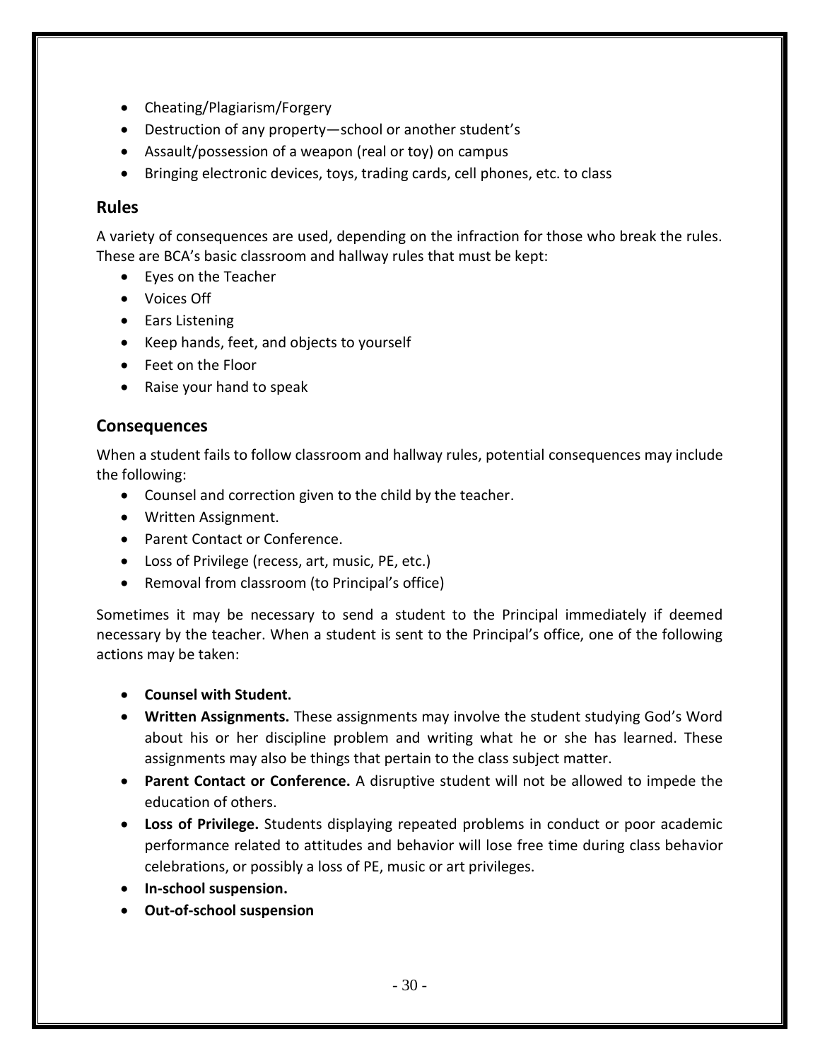- Cheating/Plagiarism/Forgery
- Destruction of any property—school or another student's
- Assault/possession of a weapon (real or toy) on campus
- Bringing electronic devices, toys, trading cards, cell phones, etc. to class

## Rules

A variety of consequences are used, depending on the infraction for those who break the rules. These are BCA's basic classroom and hallway rules that must be kept:

- Eyes on the Teacher
- Voices Off
- Ears Listening
- Keep hands, feet, and objects to yourself
- Feet on the Floor
- Raise your hand to speak

## Consequences

When a student fails to follow classroom and hallway rules, potential consequences may include the following:

- Counsel and correction given to the child by the teacher.
- Written Assignment.
- Parent Contact or Conference.
- Loss of Privilege (recess, art, music, PE, etc.)
- Removal from classroom (to Principal's office)

Sometimes it may be necessary to send a student to the Principal immediately if deemed necessary by the teacher. When a student is sent to the Principal's office, one of the following actions may be taken:

- **Counsel with Student.**
- **Written Assignments.** These assignments may involve the student studying God's Word about his or her discipline problem and writing what he or she has learned. These assignments may also be things that pertain to the class subject matter.
- **Parent Contact or Conference.** A disruptive student will not be allowed to impede the education of others.
- **Loss of Privilege.** Students displaying repeated problems in conduct or poor academic performance related to attitudes and behavior will lose free time during class behavior celebrations, or possibly a loss of PE, music or art privileges.
- **In-school suspension.**
- **Out-of-school suspension**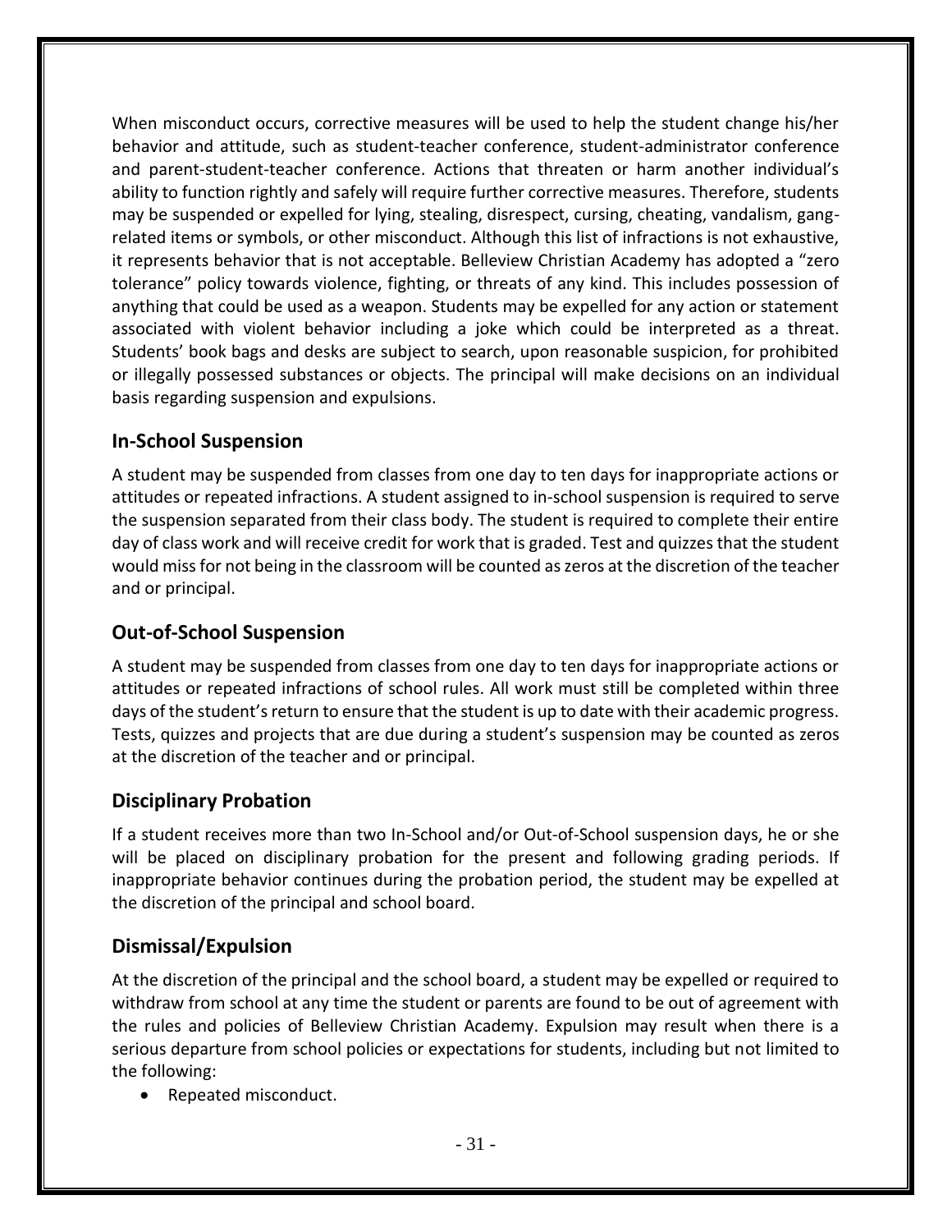When misconduct occurs, corrective measures will be used to help the student change his/her behavior and attitude, such as student-teacher conference, student-administrator conference and parent-student-teacher conference. Actions that threaten or harm another individual's ability to function rightly and safely will require further corrective measures. Therefore, students may be suspended or expelled for lying, stealing, disrespect, cursing, cheating, vandalism, gang-related items or symbols, or other misconduct. Although this list of infractions is not exhaustive, it represents behavior that is not acceptable. Belleview Christian Academy has adopted a "zero tolerance" policy towards violence, fighting, or threats of any kind. This includes possession of anything that could be used as a weapon. Students may be expelled for any action or statement associated with violent behavior including a joke which could be interpreted as a threat. Students' book bags and desks are subject to search, upon reasonable suspicion, for prohibited or illegally possessed substances or objects. The principal will make decisions on an individual basis regarding suspension and expulsions.

## In-School Suspension

A student may be suspended from classes from one day to ten days for inappropriate actions or attitudes or repeated infractions. A student assigned to in-school suspension is required to serve the suspension separated from their class body. The student is required to complete their entire day of class work and will receive credit for work that is graded. Test and quizzes that the student would miss for not being in the classroom will be counted as zeros at the discretion of the teacher and or principal.

## Out-of-School Suspension

A student may be suspended from classes from one day to ten days for inappropriate actions or attitudes or repeated infractions of school rules. All work must still be completed within three days of the student's return to ensure that the student is up to date with their academic progress. Tests, quizzes and projects that are due during a student's suspension may be counted as zeros at the discretion of the teacher and or principal.

## Disciplinary Probation

If a student receives more than two In-School and/or Out-of-School suspension days, he or she will be placed on disciplinary probation for the present and following grading periods. If inappropriate behavior continues during the probation period, the student may be expelled at the discretion of the principal and school board.

## Dismissal/Expulsion

At the discretion of the principal and the school board, a student may be expelled or required to withdraw from school at any time the student or parents are found to be out of agreement with the rules and policies of Belleview Christian Academy. Expulsion may result when there is a serious departure from school policies or expectations for students, including but not limited to the following:

- Repeated misconduct.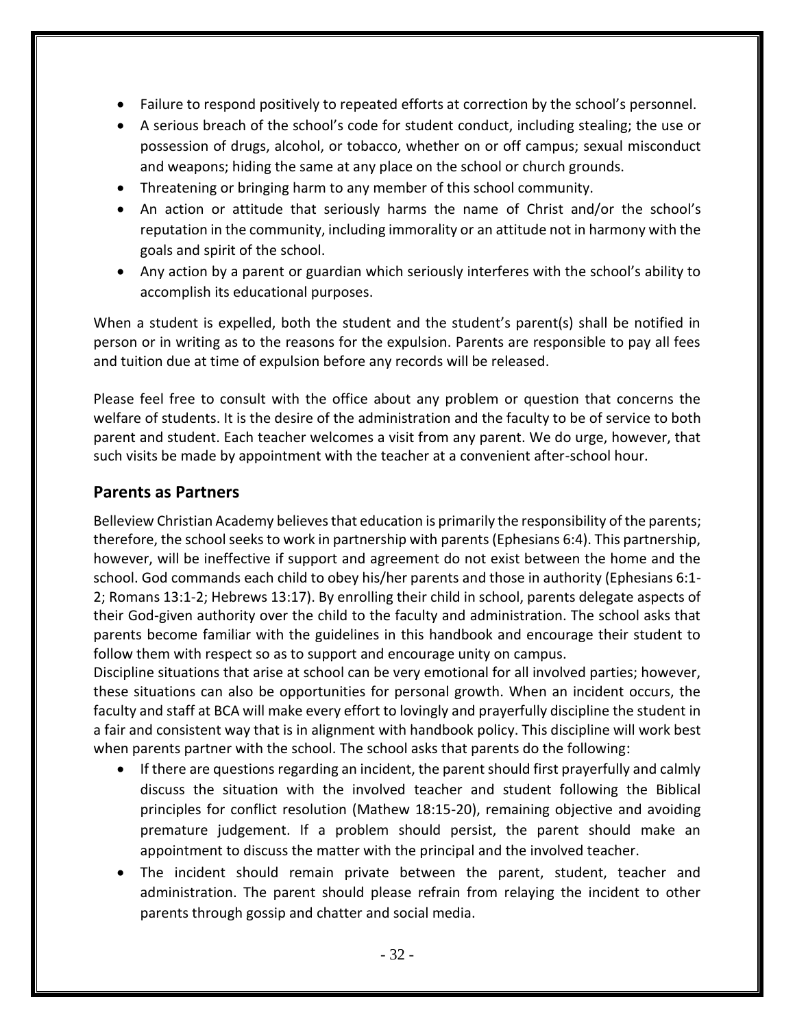- Failure to respond positively to repeated efforts at correction by the school's personnel.
- A serious breach of the school's code for student conduct, including stealing; the use or possession of drugs, alcohol, or tobacco, whether on or off campus; sexual misconduct and weapons; hiding the same at any place on the school or church grounds.
- Threatening or bringing harm to any member of this school community.
- An action or attitude that seriously harms the name of Christ and/or the school's reputation in the community, including immorality or an attitude not in harmony with the goals and spirit of the school.
- Any action by a parent or guardian which seriously interferes with the school's ability to accomplish its educational purposes.

When a student is expelled, both the student and the student's parent(s) shall be notified in person or in writing as to the reasons for the expulsion. Parents are responsible to pay all fees and tuition due at time of expulsion before any records will be released.

Please feel free to consult with the office about any problem or question that concerns the welfare of students. It is the desire of the administration and the faculty to be of service to both parent and student. Each teacher welcomes a visit from any parent. We do urge, however, that such visits be made by appointment with the teacher at a convenient after-school hour.

## Parents as Partners

Belleview Christian Academy believes that education is primarily the responsibility of the parents; therefore, the school seeks to work in partnership with parents (Ephesians 6:4). This partnership, however, will be ineffective if support and agreement do not exist between the home and the school. God commands each child to obey his/her parents and those in authority (Ephesians 6:1-2; Romans 13:1-2; Hebrews 13:17). By enrolling their child in school, parents delegate aspects of their God-given authority over the child to the faculty and administration. The school asks that parents become familiar with the guidelines in this handbook and encourage their student to follow them with respect so as to support and encourage unity on campus.

Discipline situations that arise at school can be very emotional for all involved parties; however, these situations can also be opportunities for personal growth. When an incident occurs, the faculty and staff at BCA will make every effort to lovingly and prayerfully discipline the student in a fair and consistent way that is in alignment with handbook policy. This discipline will work best when parents partner with the school. The school asks that parents do the following:

- If there are questions regarding an incident, the parent should first prayerfully and calmly discuss the situation with the involved teacher and student following the Biblical principles for conflict resolution (Mathew 18:15-20), remaining objective and avoiding premature judgement. If a problem should persist, the parent should make an appointment to discuss the matter with the principal and the involved teacher.
- The incident should remain private between the parent, student, teacher and administration. The parent should please refrain from relaying the incident to other parents through gossip and chatter and social media.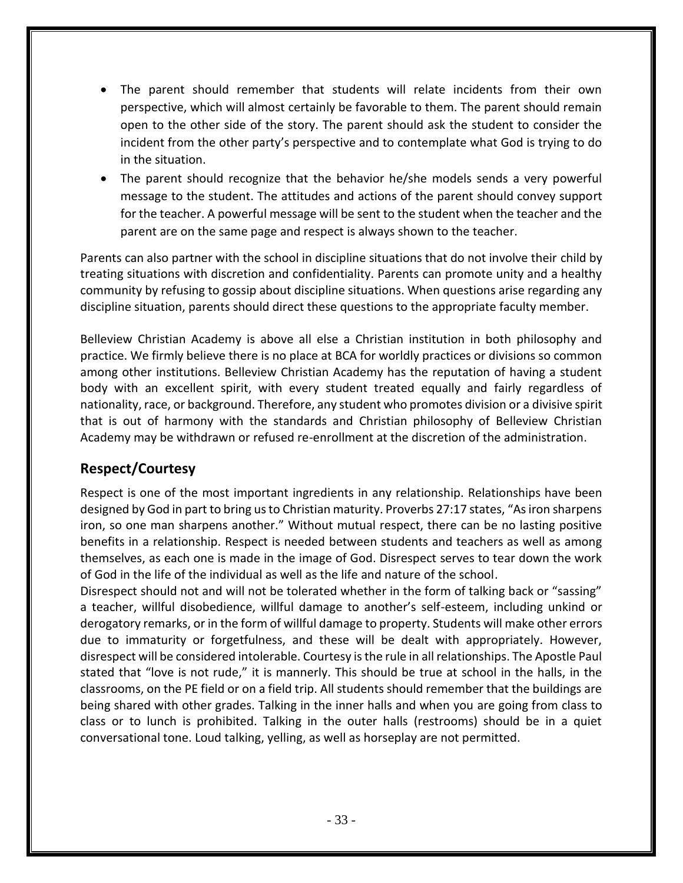- The parent should remember that students will relate incidents from their own perspective, which will almost certainly be favorable to them. The parent should remain open to the other side of the story. The parent should ask the student to consider the incident from the other party's perspective and to contemplate what God is trying to do in the situation.
- The parent should recognize that the behavior he/she models sends a very powerful message to the student. The attitudes and actions of the parent should convey support for the teacher. A powerful message will be sent to the student when the teacher and the parent are on the same page and respect is always shown to the teacher.

Parents can also partner with the school in discipline situations that do not involve their child by treating situations with discretion and confidentiality. Parents can promote unity and a healthy community by refusing to gossip about discipline situations. When questions arise regarding any discipline situation, parents should direct these questions to the appropriate faculty member.

Belleview Christian Academy is above all else a Christian institution in both philosophy and practice. We firmly believe there is no place at BCA for worldly practices or divisions so common among other institutions. Belleview Christian Academy has the reputation of having a student body with an excellent spirit, with every student treated equally and fairly regardless of nationality, race, or background. Therefore, any student who promotes division or a divisive spirit that is out of harmony with the standards and Christian philosophy of Belleview Christian Academy may be withdrawn or refused re-enrollment at the discretion of the administration.

## Respect/Courtesy

Respect is one of the most important ingredients in any relationship. Relationships have been designed by God in part to bring us to Christian maturity. Proverbs 27:17 states, "As iron sharpens iron, so one man sharpens another." Without mutual respect, there can be no lasting positive benefits in a relationship. Respect is needed between students and teachers as well as among themselves, as each one is made in the image of God. Disrespect serves to tear down the work of God in the life of the individual as well as the life and nature of the school.

Disrespect should not and will not be tolerated whether in the form of talking back or "sassing" a teacher, willful disobedience, willful damage to another's self-esteem, including unkind or derogatory remarks, or in the form of willful damage to property. Students will make other errors due to immaturity or forgetfulness, and these will be dealt with appropriately. However, disrespect will be considered intolerable. Courtesy is the rule in all relationships. The Apostle Paul stated that "love is not rude," it is mannerly. This should be true at school in the halls, in the classrooms, on the PE field or on a field trip. All students should remember that the buildings are being shared with other grades. Talking in the inner halls and when you are going from class to class or to lunch is prohibited. Talking in the outer halls (restrooms) should be in a quiet conversational tone. Loud talking, yelling, as well as horseplay are not permitted.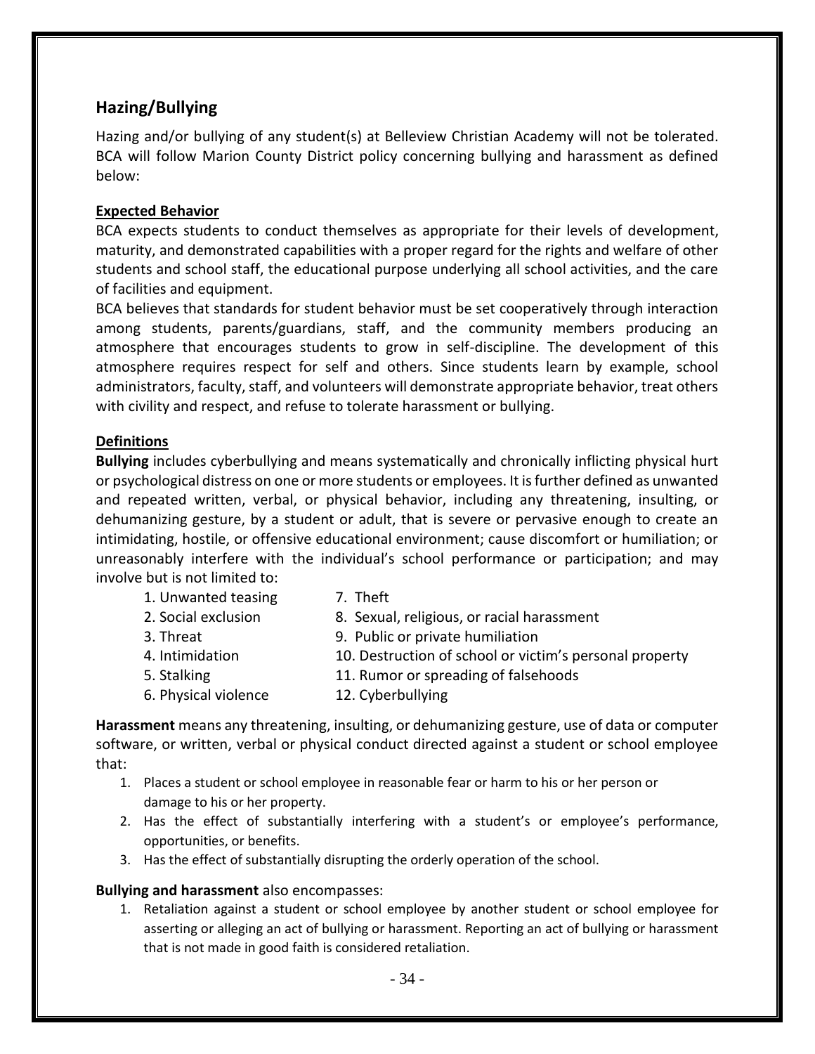## Hazing/Bullying

Hazing and/or bullying of any student(s) at Belleview Christian Academy will not be tolerated. BCA will follow Marion County District policy concerning bullying and harassment as defined below:

**Expected Behavior**

BCA expects students to conduct themselves as appropriate for their levels of development, maturity, and demonstrated capabilities with a proper regard for the rights and welfare of other students and school staff, the educational purpose underlying all school activities, and the care of facilities and equipment.

BCA believes that standards for student behavior must be set cooperatively through interaction among students, parents/guardians, staff, and the community members producing an atmosphere that encourages students to grow in self-discipline. The development of this atmosphere requires respect for self and others. Since students learn by example, school administrators, faculty, staff, and volunteers will demonstrate appropriate behavior, treat others with civility and respect, and refuse to tolerate harassment or bullying.

**Definitions**

**Bullying** includes cyberbullying and means systematically and chronically inflicting physical hurt or psychological distress on one or more students or employees. It is further defined as unwanted and repeated written, verbal, or physical behavior, including any threatening, insulting, or dehumanizing gesture, by a student or adult, that is severe or pervasive enough to create an intimidating, hostile, or offensive educational environment; cause discomfort or humiliation; or unreasonably interfere with the individual's school performance or participation; and may involve but is not limited to:

1. Unwanted teasing
2. Social exclusion
3. Threat
4. Intimidation
5. Stalking
6. Physical violence
7. Theft
8. Sexual, religious, or racial harassment
9. Public or private humiliation
10. Destruction of school or victim's personal property
11. Rumor or spreading of falsehoods
12. Cyberbullying

**Harassment** means any threatening, insulting, or dehumanizing gesture, use of data or computer software, or written, verbal or physical conduct directed against a student or school employee that:

1. Places a student or school employee in reasonable fear or harm to his or her person or damage to his or her property.
2. Has the effect of substantially interfering with a student's or employee's performance, opportunities, or benefits.
3. Has the effect of substantially disrupting the orderly operation of the school.

**Bullying and harassment** also encompasses:

1. Retaliation against a student or school employee by another student or school employee for asserting or alleging an act of bullying or harassment. Reporting an act of bullying or harassment that is not made in good faith is considered retaliation.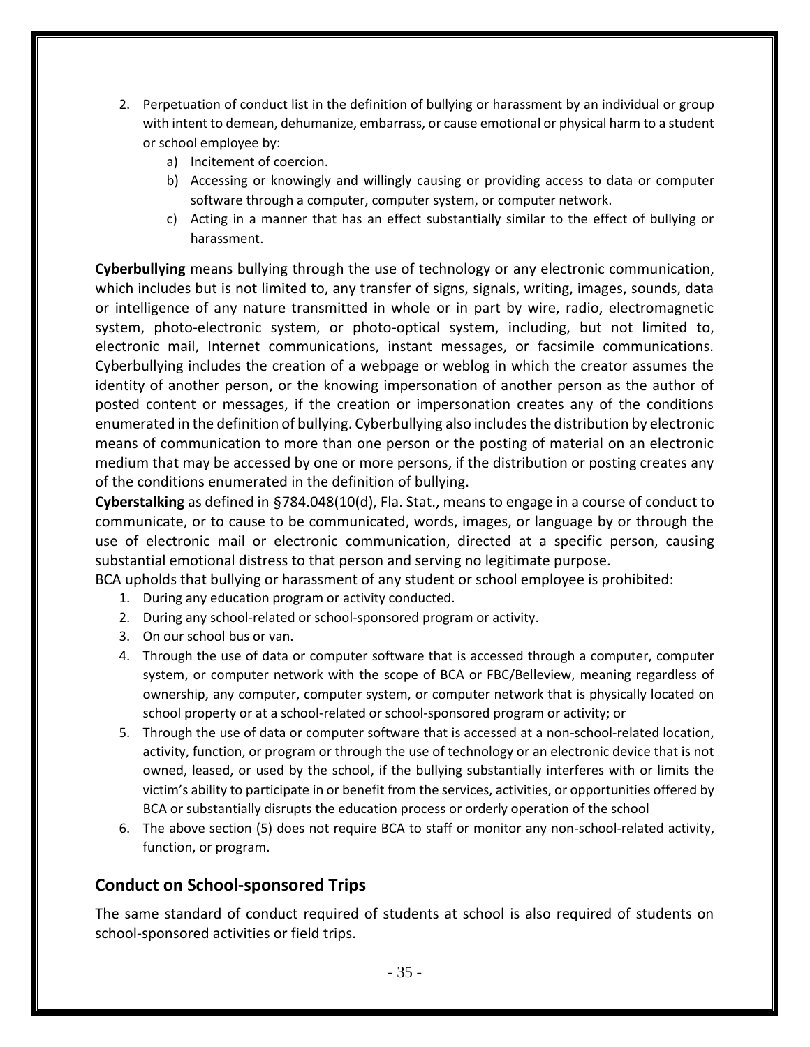2. Perpetuation of conduct list in the definition of bullying or harassment by an individual or group with intent to demean, dehumanize, embarrass, or cause emotional or physical harm to a student or school employee by:
    a) Incitement of coercion.
    b) Accessing or knowingly and willingly causing or providing access to data or computer software through a computer, computer system, or computer network.
    c) Acting in a manner that has an effect substantially similar to the effect of bullying or harassment.

**Cyberbullying** means bullying through the use of technology or any electronic communication, which includes but is not limited to, any transfer of signs, signals, writing, images, sounds, data or intelligence of any nature transmitted in whole or in part by wire, radio, electromagnetic system, photo-electronic system, or photo-optical system, including, but not limited to, electronic mail, Internet communications, instant messages, or facsimile communications. Cyberbullying includes the creation of a webpage or weblog in which the creator assumes the identity of another person, or the knowing impersonation of another person as the author of posted content or messages, if the creation or impersonation creates any of the conditions enumerated in the definition of bullying. Cyberbullying also includes the distribution by electronic means of communication to more than one person or the posting of material on an electronic medium that may be accessed by one or more persons, if the distribution or posting creates any of the conditions enumerated in the definition of bullying.

**Cyberstalking** as defined in §784.048(10(d), Fla. Stat., means to engage in a course of conduct to communicate, or to cause to be communicated, words, images, or language by or through the use of electronic mail or electronic communication, directed at a specific person, causing substantial emotional distress to that person and serving no legitimate purpose.

BCA upholds that bullying or harassment of any student or school employee is prohibited:

1. During any education program or activity conducted.
2. During any school-related or school-sponsored program or activity.
3. On our school bus or van.
4. Through the use of data or computer software that is accessed through a computer, computer system, or computer network with the scope of BCA or FBC/Belleview, meaning regardless of ownership, any computer, computer system, or computer network that is physically located on school property or at a school-related or school-sponsored program or activity; or
5. Through the use of data or computer software that is accessed at a non-school-related location, activity, function, or program or through the use of technology or an electronic device that is not owned, leased, or used by the school, if the bullying substantially interferes with or limits the victim's ability to participate in or benefit from the services, activities, or opportunities offered by BCA or substantially disrupts the education process or orderly operation of the school
6. The above section (5) does not require BCA to staff or monitor any non-school-related activity, function, or program.

## Conduct on School-sponsored Trips

The same standard of conduct required of students at school is also required of students on school-sponsored activities or field trips.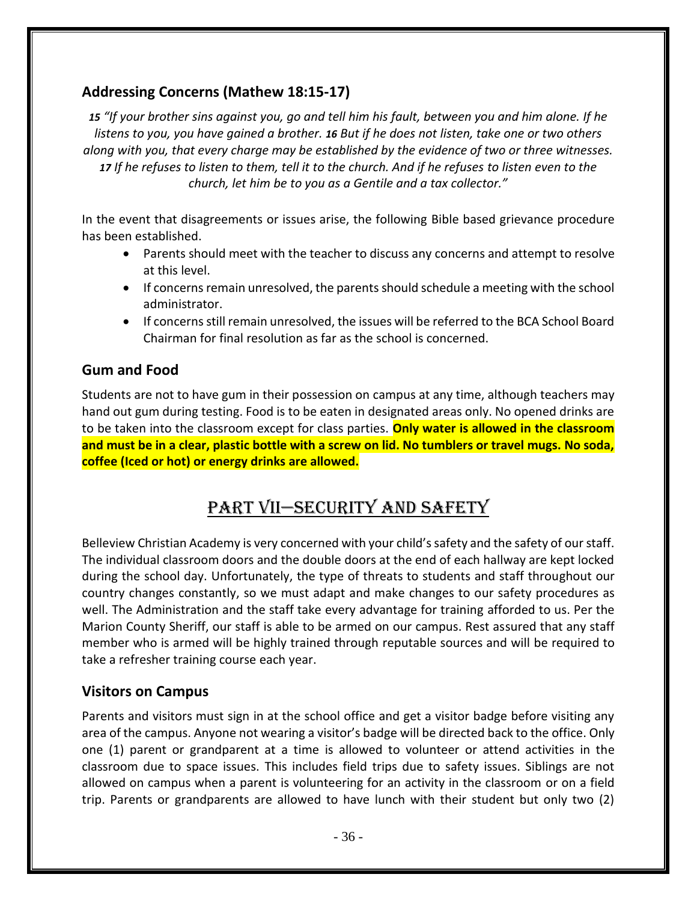## Addressing Concerns (Mathew 18:15-17)

*15 "If your brother sins against you, go and tell him his fault, between you and him alone. If he listens to you, you have gained a brother. 16 But if he does not listen, take one or two others along with you, that every charge may be established by the evidence of two or three witnesses. 17 If he refuses to listen to them, tell it to the church. And if he refuses to listen even to the church, let him be to you as a Gentile and a tax collector."*

In the event that disagreements or issues arise, the following Bible based grievance procedure has been established.

- Parents should meet with the teacher to discuss any concerns and attempt to resolve at this level.
- If concerns remain unresolved, the parents should schedule a meeting with the school administrator.
- If concerns still remain unresolved, the issues will be referred to the BCA School Board Chairman for final resolution as far as the school is concerned.

## Gum and Food

Students are not to have gum in their possession on campus at any time, although teachers may hand out gum during testing. Food is to be eaten in designated areas only. No opened drinks are to be taken into the classroom except for class parties. **Only water is allowed in the classroom and must be in a clear, plastic bottle with a screw on lid. No tumblers or travel mugs. No soda, coffee (Iced or hot) or energy drinks are allowed.**

# PART VII—SECURITY AND SAFETY

Belleview Christian Academy is very concerned with your child's safety and the safety of our staff. The individual classroom doors and the double doors at the end of each hallway are kept locked during the school day. Unfortunately, the type of threats to students and staff throughout our country changes constantly, so we must adapt and make changes to our safety procedures as well. The Administration and the staff take every advantage for training afforded to us. Per the Marion County Sheriff, our staff is able to be armed on our campus. Rest assured that any staff member who is armed will be highly trained through reputable sources and will be required to take a refresher training course each year.

## Visitors on Campus

Parents and visitors must sign in at the school office and get a visitor badge before visiting any area of the campus. Anyone not wearing a visitor's badge will be directed back to the office. Only one (1) parent or grandparent at a time is allowed to volunteer or attend activities in the classroom due to space issues. This includes field trips due to safety issues. Siblings are not allowed on campus when a parent is volunteering for an activity in the classroom or on a field trip. Parents or grandparents are allowed to have lunch with their student but only two (2)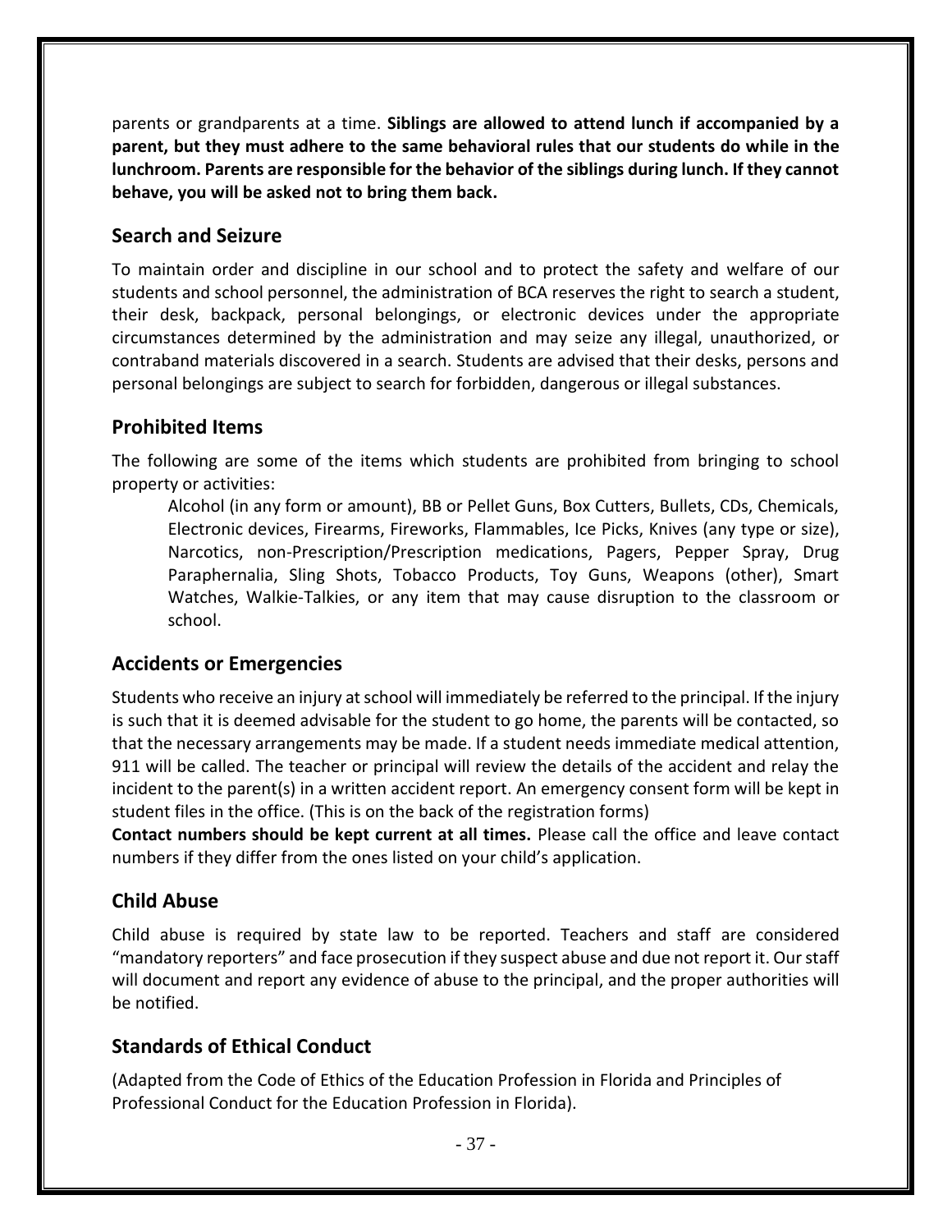parents or grandparents at a time. **Siblings are allowed to attend lunch if accompanied by a parent, but they must adhere to the same behavioral rules that our students do while in the lunchroom. Parents are responsible for the behavior of the siblings during lunch. If they cannot behave, you will be asked not to bring them back.**

## Search and Seizure

To maintain order and discipline in our school and to protect the safety and welfare of our students and school personnel, the administration of BCA reserves the right to search a student, their desk, backpack, personal belongings, or electronic devices under the appropriate circumstances determined by the administration and may seize any illegal, unauthorized, or contraband materials discovered in a search. Students are advised that their desks, persons and personal belongings are subject to search for forbidden, dangerous or illegal substances.

## Prohibited Items

The following are some of the items which students are prohibited from bringing to school property or activities:

> Alcohol (in any form or amount), BB or Pellet Guns, Box Cutters, Bullets, CDs, Chemicals, Electronic devices, Firearms, Fireworks, Flammables, Ice Picks, Knives (any type or size), Narcotics, non-Prescription/Prescription medications, Pagers, Pepper Spray, Drug Paraphernalia, Sling Shots, Tobacco Products, Toy Guns, Weapons (other), Smart Watches, Walkie-Talkies, or any item that may cause disruption to the classroom or school.

## Accidents or Emergencies

Students who receive an injury at school will immediately be referred to the principal. If the injury is such that it is deemed advisable for the student to go home, the parents will be contacted, so that the necessary arrangements may be made. If a student needs immediate medical attention, 911 will be called. The teacher or principal will review the details of the accident and relay the incident to the parent(s) in a written accident report. An emergency consent form will be kept in student files in the office. (This is on the back of the registration forms)

**Contact numbers should be kept current at all times.** Please call the office and leave contact numbers if they differ from the ones listed on your child's application.

## Child Abuse

Child abuse is required by state law to be reported. Teachers and staff are considered "mandatory reporters" and face prosecution if they suspect abuse and due not report it. Our staff will document and report any evidence of abuse to the principal, and the proper authorities will be notified.

## Standards of Ethical Conduct

(Adapted from the Code of Ethics of the Education Profession in Florida and Principles of Professional Conduct for the Education Profession in Florida).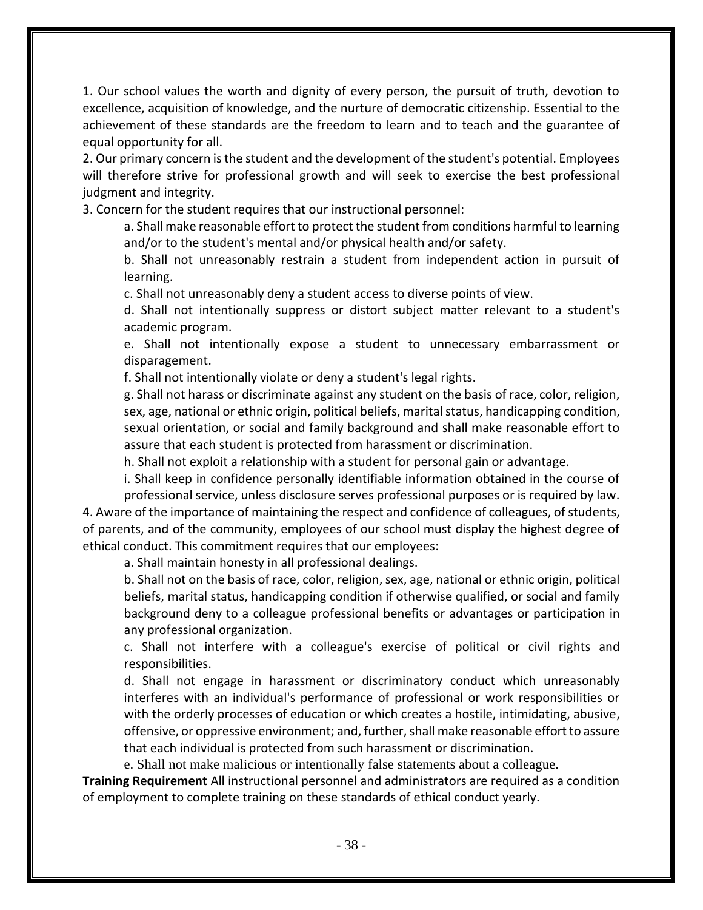1. Our school values the worth and dignity of every person, the pursuit of truth, devotion to excellence, acquisition of knowledge, and the nurture of democratic citizenship. Essential to the achievement of these standards are the freedom to learn and to teach and the guarantee of equal opportunity for all.

2. Our primary concern is the student and the development of the student's potential. Employees will therefore strive for professional growth and will seek to exercise the best professional judgment and integrity.

3. Concern for the student requires that our instructional personnel:

   a. Shall make reasonable effort to protect the student from conditions harmful to learning and/or to the student's mental and/or physical health and/or safety.

   b. Shall not unreasonably restrain a student from independent action in pursuit of learning.

   c. Shall not unreasonably deny a student access to diverse points of view.

   d. Shall not intentionally suppress or distort subject matter relevant to a student's academic program.

   e. Shall not intentionally expose a student to unnecessary embarrassment or disparagement.

   f. Shall not intentionally violate or deny a student's legal rights.

   g. Shall not harass or discriminate against any student on the basis of race, color, religion, sex, age, national or ethnic origin, political beliefs, marital status, handicapping condition, sexual orientation, or social and family background and shall make reasonable effort to assure that each student is protected from harassment or discrimination.

   h. Shall not exploit a relationship with a student for personal gain or advantage.

   i. Shall keep in confidence personally identifiable information obtained in the course of professional service, unless disclosure serves professional purposes or is required by law.

4. Aware of the importance of maintaining the respect and confidence of colleagues, of students, of parents, and of the community, employees of our school must display the highest degree of ethical conduct. This commitment requires that our employees:

   a. Shall maintain honesty in all professional dealings.

   b. Shall not on the basis of race, color, religion, sex, age, national or ethnic origin, political beliefs, marital status, handicapping condition if otherwise qualified, or social and family background deny to a colleague professional benefits or advantages or participation in any professional organization.

   c. Shall not interfere with a colleague's exercise of political or civil rights and responsibilities.

   d. Shall not engage in harassment or discriminatory conduct which unreasonably interferes with an individual's performance of professional or work responsibilities or with the orderly processes of education or which creates a hostile, intimidating, abusive, offensive, or oppressive environment; and, further, shall make reasonable effort to assure that each individual is protected from such harassment or discrimination.

   e. Shall not make malicious or intentionally false statements about a colleague.

**Training Requirement** All instructional personnel and administrators are required as a condition of employment to complete training on these standards of ethical conduct yearly.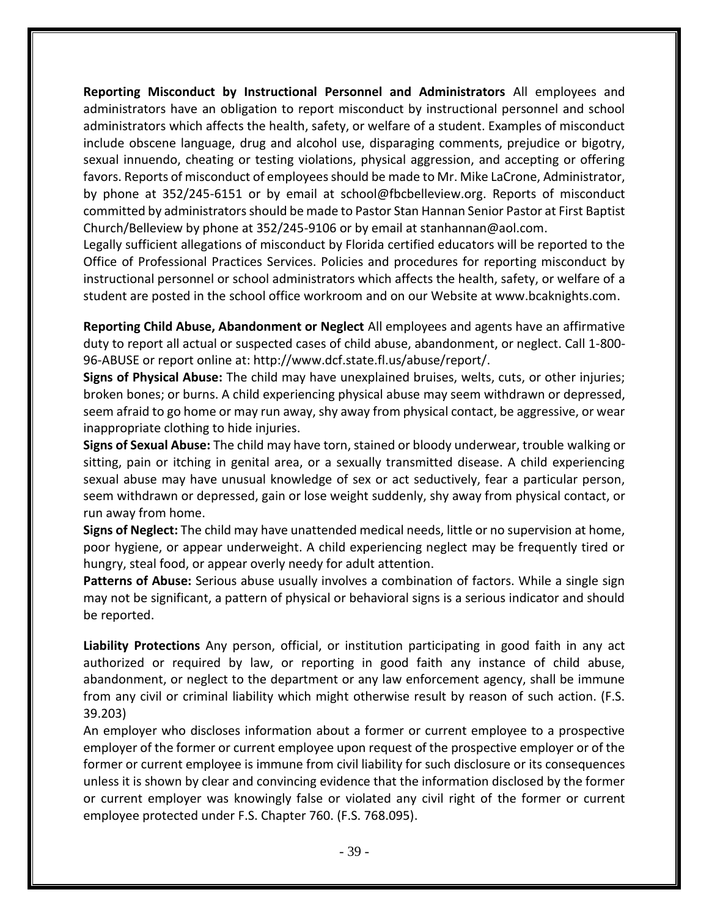**Reporting Misconduct by Instructional Personnel and Administrators** All employees and administrators have an obligation to report misconduct by instructional personnel and school administrators which affects the health, safety, or welfare of a student. Examples of misconduct include obscene language, drug and alcohol use, disparaging comments, prejudice or bigotry, sexual innuendo, cheating or testing violations, physical aggression, and accepting or offering favors. Reports of misconduct of employees should be made to Mr. Mike LaCrone, Administrator, by phone at 352/245-6151 or by email at school@fbcbelleview.org. Reports of misconduct committed by administrators should be made to Pastor Stan Hannan Senior Pastor at First Baptist Church/Belleview by phone at 352/245-9106 or by email at stanhannan@aol.com.
Legally sufficient allegations of misconduct by Florida certified educators will be reported to the Office of Professional Practices Services. Policies and procedures for reporting misconduct by instructional personnel or school administrators which affects the health, safety, or welfare of a student are posted in the school office workroom and on our Website at www.bcaknights.com.

**Reporting Child Abuse, Abandonment or Neglect** All employees and agents have an affirmative duty to report all actual or suspected cases of child abuse, abandonment, or neglect. Call 1-800-96-ABUSE or report online at: http://www.dcf.state.fl.us/abuse/report/.
**Signs of Physical Abuse:** The child may have unexplained bruises, welts, cuts, or other injuries; broken bones; or burns. A child experiencing physical abuse may seem withdrawn or depressed, seem afraid to go home or may run away, shy away from physical contact, be aggressive, or wear inappropriate clothing to hide injuries.
**Signs of Sexual Abuse:** The child may have torn, stained or bloody underwear, trouble walking or sitting, pain or itching in genital area, or a sexually transmitted disease. A child experiencing sexual abuse may have unusual knowledge of sex or act seductively, fear a particular person, seem withdrawn or depressed, gain or lose weight suddenly, shy away from physical contact, or run away from home.
**Signs of Neglect:** The child may have unattended medical needs, little or no supervision at home, poor hygiene, or appear underweight. A child experiencing neglect may be frequently tired or hungry, steal food, or appear overly needy for adult attention.
**Patterns of Abuse:** Serious abuse usually involves a combination of factors. While a single sign may not be significant, a pattern of physical or behavioral signs is a serious indicator and should be reported.

**Liability Protections** Any person, official, or institution participating in good faith in any act authorized or required by law, or reporting in good faith any instance of child abuse, abandonment, or neglect to the department or any law enforcement agency, shall be immune from any civil or criminal liability which might otherwise result by reason of such action. (F.S. 39.203)
An employer who discloses information about a former or current employee to a prospective employer of the former or current employee upon request of the prospective employer or of the former or current employee is immune from civil liability for such disclosure or its consequences unless it is shown by clear and convincing evidence that the information disclosed by the former or current employer was knowingly false or violated any civil right of the former or current employee protected under F.S. Chapter 760. (F.S. 768.095).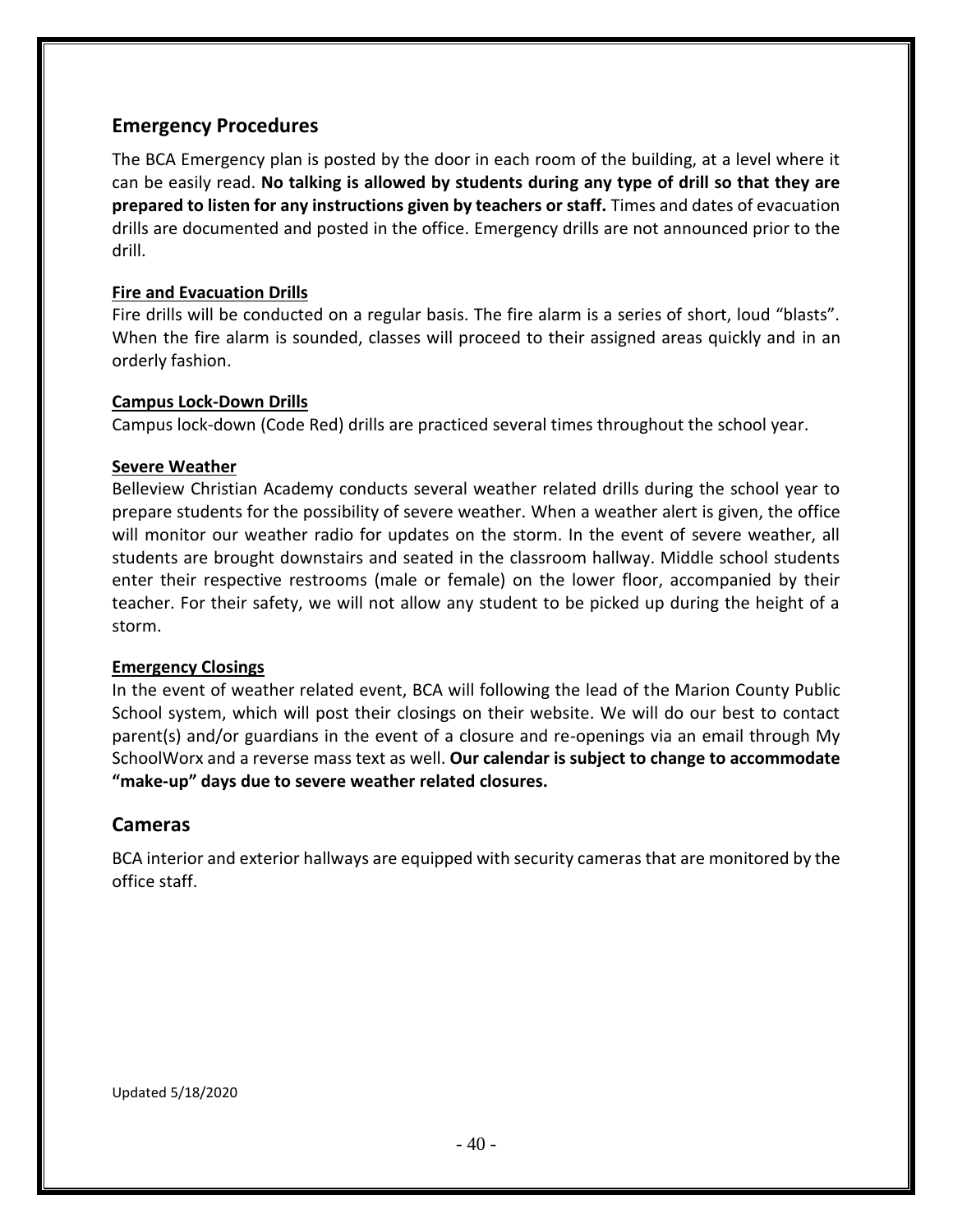## Emergency Procedures

The BCA Emergency plan is posted by the door in each room of the building, at a level where it can be easily read. **No talking is allowed by students during any type of drill so that they are prepared to listen for any instructions given by teachers or staff.** Times and dates of evacuation drills are documented and posted in the office. Emergency drills are not announced prior to the drill.

### Fire and Evacuation Drills

Fire drills will be conducted on a regular basis. The fire alarm is a series of short, loud "blasts". When the fire alarm is sounded, classes will proceed to their assigned areas quickly and in an orderly fashion.

### Campus Lock-Down Drills

Campus lock-down (Code Red) drills are practiced several times throughout the school year.

### Severe Weather

Belleview Christian Academy conducts several weather related drills during the school year to prepare students for the possibility of severe weather. When a weather alert is given, the office will monitor our weather radio for updates on the storm. In the event of severe weather, all students are brought downstairs and seated in the classroom hallway. Middle school students enter their respective restrooms (male or female) on the lower floor, accompanied by their teacher. For their safety, we will not allow any student to be picked up during the height of a storm.

### Emergency Closings

In the event of weather related event, BCA will following the lead of the Marion County Public School system, which will post their closings on their website. We will do our best to contact parent(s) and/or guardians in the event of a closure and re-openings via an email through My SchoolWorx and a reverse mass text as well. **Our calendar is subject to change to accommodate "make-up" days due to severe weather related closures.**

## Cameras

BCA interior and exterior hallways are equipped with security cameras that are monitored by the office staff.

Updated 5/18/2020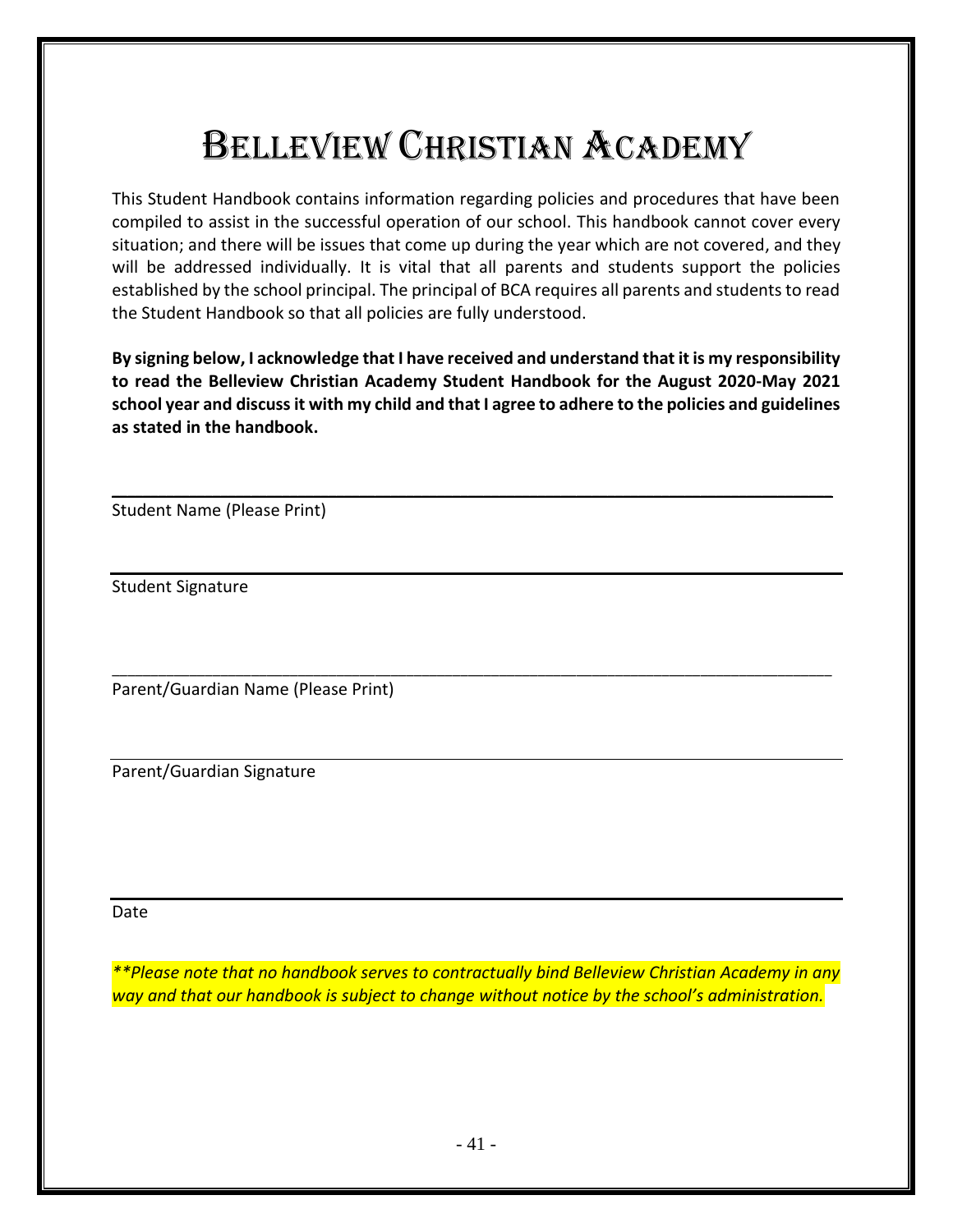# Belleview Christian Academy

This Student Handbook contains information regarding policies and procedures that have been compiled to assist in the successful operation of our school. This handbook cannot cover every situation; and there will be issues that come up during the year which are not covered, and they will be addressed individually. It is vital that all parents and students support the policies established by the school principal. The principal of BCA requires all parents and students to read the Student Handbook so that all policies are fully understood.

**By signing below, I acknowledge that I have received and understand that it is my responsibility to read the Belleview Christian Academy Student Handbook for the August 2020-May 2021 school year and discuss it with my child and that I agree to adhere to the policies and guidelines as stated in the handbook.**

______________________________________________________________________________

Student Name (Please Print)

______________________________________________________________________________

Student Signature

______________________________________________________________________________

Parent/Guardian Name (Please Print)

______________________________________________________________________________

Parent/Guardian Signature

______________________________________________________________________________

Date

*\*\*Please note that no handbook serves to contractually bind Belleview Christian Academy in any way and that our handbook is subject to change without notice by the school's administration.*